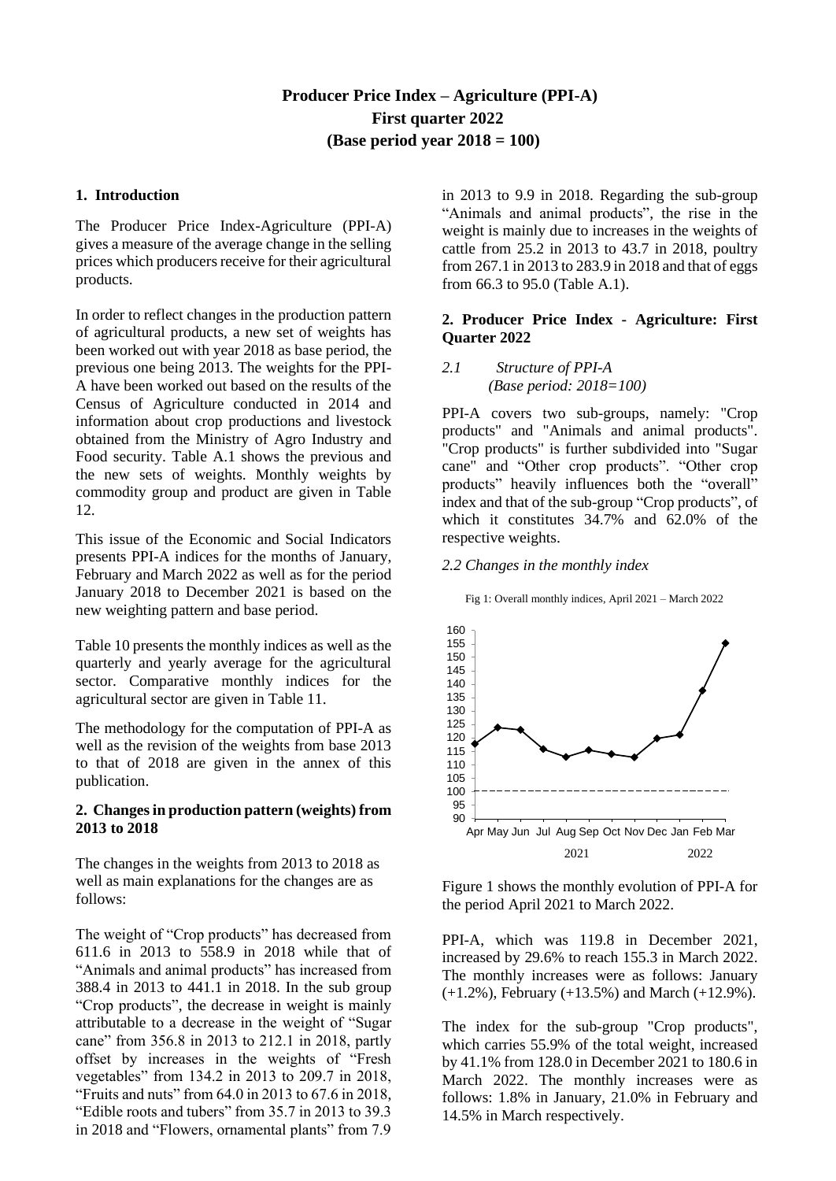# Producer Price Index – Agriculture (PPI-A)
## First quarter 2022
## (Base period year 2018 = 100)

### 1. Introduction

The Producer Price Index-Agriculture (PPI-A) gives a measure of the average change in the selling prices which producers receive for their agricultural products.

In order to reflect changes in the production pattern of agricultural products, a new set of weights has been worked out with year 2018 as base period, the previous one being 2013. The weights for the PPI-A have been worked out based on the results of the Census of Agriculture conducted in 2014 and information about crop productions and livestock obtained from the Ministry of Agro Industry and Food security. Table A.1 shows the previous and the new sets of weights. Monthly weights by commodity group and product are given in Table 12.

This issue of the Economic and Social Indicators presents PPI-A indices for the months of January, February and March 2022 as well as for the period January 2018 to December 2021 is based on the new weighting pattern and base period.

Table 10 presents the monthly indices as well as the quarterly and yearly average for the agricultural sector. Comparative monthly indices for the agricultural sector are given in Table 11.

The methodology for the computation of PPI-A as well as the revision of the weights from base 2013 to that of 2018 are given in the annex of this publication.

### 2. Changes in production pattern (weights) from 2013 to 2018

The changes in the weights from 2013 to 2018 as well as main explanations for the changes are as follows:

The weight of "Crop products" has decreased from 611.6 in 2013 to 558.9 in 2018 while that of "Animals and animal products" has increased from 388.4 in 2013 to 441.1 in 2018. In the sub group "Crop products", the decrease in weight is mainly attributable to a decrease in the weight of "Sugar cane" from 356.8 in 2013 to 212.1 in 2018, partly offset by increases in the weights of "Fresh vegetables" from 134.2 in 2013 to 209.7 in 2018, "Fruits and nuts" from 64.0 in 2013 to 67.6 in 2018, "Edible roots and tubers" from 35.7 in 2013 to 39.3 in 2018 and "Flowers, ornamental plants" from 7.9 in 2013 to 9.9 in 2018. Regarding the sub-group "Animals and animal products", the rise in the weight is mainly due to increases in the weights of cattle from 25.2 in 2013 to 43.7 in 2018, poultry from 267.1 in 2013 to 283.9 in 2018 and that of eggs from 66.3 to 95.0 (Table A.1).

### 2. Producer Price Index - Agriculture: First Quarter 2022

*2.1 Structure of PPI-A*
*(Base period: 2018=100)*

PPI-A covers two sub-groups, namely: "Crop products" and "Animals and animal products". "Crop products" is further subdivided into "Sugar cane" and "Other crop products". "Other crop products" heavily influences both the "overall" index and that of the sub-group "Crop products", of which it constitutes 34.7% and 62.0% of the respective weights.

*2.2 Changes in the monthly index*

Fig 1: Overall monthly indices, April 2021 – March 2022

Figure 1 shows the monthly evolution of PPI-A for the period April 2021 to March 2022.

PPI-A, which was 119.8 in December 2021, increased by 29.6% to reach 155.3 in March 2022. The monthly increases were as follows: January (+1.2%), February (+13.5%) and March (+12.9%).

The index for the sub-group "Crop products", which carries 55.9% of the total weight, increased by 41.1% from 128.0 in December 2021 to 180.6 in March 2022. The monthly increases were as follows: 1.8% in January, 21.0% in February and 14.5% in March respectively.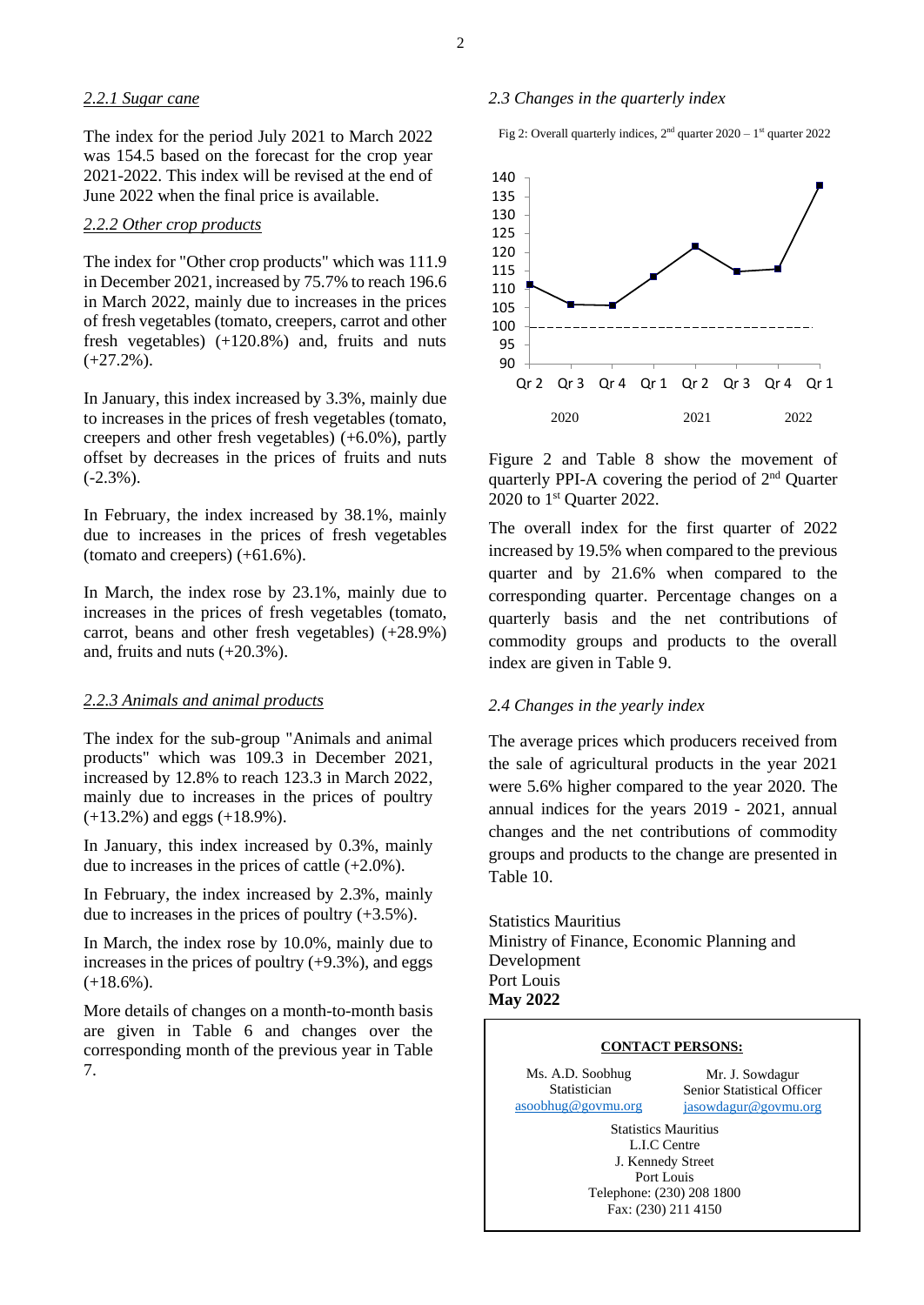### *2.2.1 Sugar cane*

The index for the period July 2021 to March 2022 was 154.5 based on the forecast for the crop year 2021-2022. This index will be revised at the end of June 2022 when the final price is available.

### *2.2.2 Other crop products*

The index for "Other crop products" which was 111.9 in December 2021, increased by 75.7% to reach 196.6 in March 2022, mainly due to increases in the prices of fresh vegetables (tomato, creepers, carrot and other fresh vegetables) (+120.8%) and, fruits and nuts (+27.2%).

In January, this index increased by 3.3%, mainly due to increases in the prices of fresh vegetables (tomato, creepers and other fresh vegetables) (+6.0%), partly offset by decreases in the prices of fruits and nuts (-2.3%).

In February, the index increased by 38.1%, mainly due to increases in the prices of fresh vegetables (tomato and creepers) (+61.6%).

In March, the index rose by 23.1%, mainly due to increases in the prices of fresh vegetables (tomato, carrot, beans and other fresh vegetables) (+28.9%) and, fruits and nuts (+20.3%).

### *2.2.3 Animals and animal products*

The index for the sub-group "Animals and animal products" which was 109.3 in December 2021, increased by 12.8% to reach 123.3 in March 2022, mainly due to increases in the prices of poultry (+13.2%) and eggs (+18.9%).

In January, this index increased by 0.3%, mainly due to increases in the prices of cattle (+2.0%).

In February, the index increased by 2.3%, mainly due to increases in the prices of poultry (+3.5%).

In March, the index rose by 10.0%, mainly due to increases in the prices of poultry (+9.3%), and eggs (+18.6%).

More details of changes on a month-to-month basis are given in Table 6 and changes over the corresponding month of the previous year in Table 7.

### *2.3 Changes in the quarterly index*

Fig 2: Overall quarterly indices, 2nd quarter 2020 – 1st quarter 2022

Figure 2 and Table 8 show the movement of quarterly PPI-A covering the period of 2nd Quarter 2020 to 1st Quarter 2022.

The overall index for the first quarter of 2022 increased by 19.5% when compared to the previous quarter and by 21.6% when compared to the corresponding quarter. Percentage changes on a quarterly basis and the net contributions of commodity groups and products to the overall index are given in Table 9.

### *2.4 Changes in the yearly index*

The average prices which producers received from the sale of agricultural products in the year 2021 were 5.6% higher compared to the year 2020. The annual indices for the years 2019 - 2021, annual changes and the net contributions of commodity groups and products to the change are presented in Table 10.

Statistics Mauritius
Ministry of Finance, Economic Planning and Development
Port Louis
**May 2022**

**CONTACT PERSONS:**

| Ms. A.D. Soobhug | Mr. J. Sowdagur |
|---|---|
| Statistician | Senior Statistical Officer |
| asoobhug@govmu.org | jasowdagur@govmu.org |

Statistics Mauritius
L.I.C Centre
J. Kennedy Street
Port Louis
Telephone: (230) 208 1800
Fax: (230) 211 4150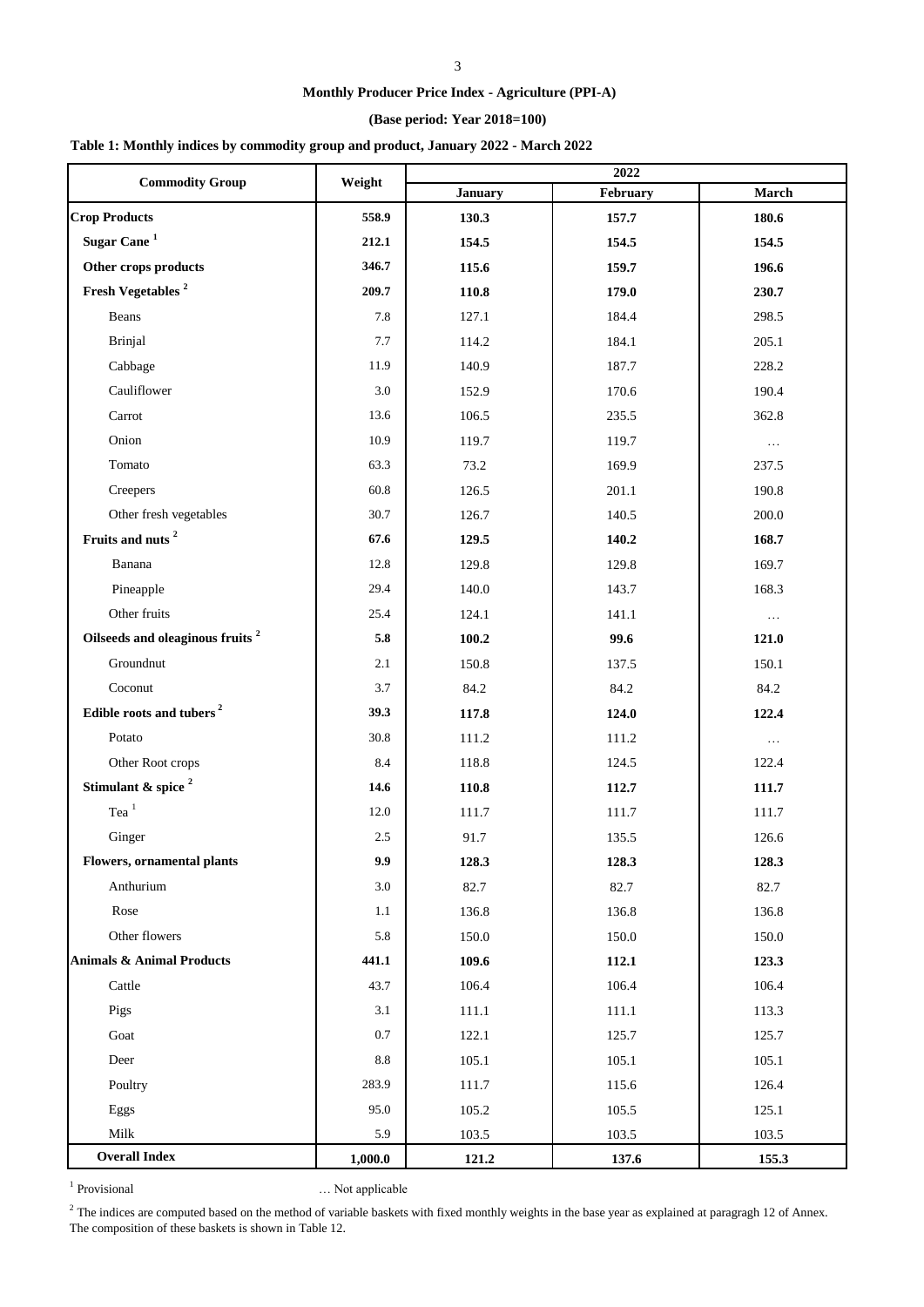**Monthly Producer Price Index - Agriculture (PPI-A)**

**(Base period: Year 2018=100)**

**Table 1: Monthly indices by commodity group and product, January 2022 - March 2022**

| Commodity Group | Weight | 2022 | | |
|---|---|---|---|---|
| | | **January** | **February** | **March** |
| **Crop Products** | **558.9** | **130.3** | **157.7** | **180.6** |
| **Sugar Cane [1]** | **212.1** | **154.5** | **154.5** | **154.5** |
| **Other crops products** | **346.7** | **115.6** | **159.7** | **196.6** |
| **Fresh Vegetables [2]** | **209.7** | **110.8** | **179.0** | **230.7** |
| Beans | 7.8 | 127.1 | 184.4 | 298.5 |
| Brinjal | 7.7 | 114.2 | 184.1 | 205.1 |
| Cabbage | 11.9 | 140.9 | 187.7 | 228.2 |
| Cauliflower | 3.0 | 152.9 | 170.6 | 190.4 |
| Carrot | 13.6 | 106.5 | 235.5 | 362.8 |
| Onion | 10.9 | 119.7 | 119.7 | … |
| Tomato | 63.3 | 73.2 | 169.9 | 237.5 |
| Creepers | 60.8 | 126.5 | 201.1 | 190.8 |
| Other fresh vegetables | 30.7 | 126.7 | 140.5 | 200.0 |
| **Fruits and nuts [2]** | **67.6** | **129.5** | **140.2** | **168.7** |
| Banana | 12.8 | 129.8 | 129.8 | 169.7 |
| Pineapple | 29.4 | 140.0 | 143.7 | 168.3 |
| Other fruits | 25.4 | 124.1 | 141.1 | … |
| **Oilseeds and oleaginous fruits [2]** | **5.8** | **100.2** | **99.6** | **121.0** |
| Groundnut | 2.1 | 150.8 | 137.5 | 150.1 |
| Coconut | 3.7 | 84.2 | 84.2 | 84.2 |
| **Edible roots and tubers [2]** | **39.3** | **117.8** | **124.0** | **122.4** |
| Potato | 30.8 | 111.2 | 111.2 | … |
| Other Root crops | 8.4 | 118.8 | 124.5 | 122.4 |
| **Stimulant & spice [2]** | **14.6** | **110.8** | **112.7** | **111.7** |
| Tea [1] | 12.0 | 111.7 | 111.7 | 111.7 |
| Ginger | 2.5 | 91.7 | 135.5 | 126.6 |
| **Flowers, ornamental plants** | **9.9** | **128.3** | **128.3** | **128.3** |
| Anthurium | 3.0 | 82.7 | 82.7 | 82.7 |
| Rose | 1.1 | 136.8 | 136.8 | 136.8 |
| Other flowers | 5.8 | 150.0 | 150.0 | 150.0 |
| **Animals & Animal Products** | **441.1** | **109.6** | **112.1** | **123.3** |
| Cattle | 43.7 | 106.4 | 106.4 | 106.4 |
| Pigs | 3.1 | 111.1 | 111.1 | 113.3 |
| Goat | 0.7 | 122.1 | 125.7 | 125.7 |
| Deer | 8.8 | 105.1 | 105.1 | 105.1 |
| Poultry | 283.9 | 111.7 | 115.6 | 126.4 |
| Eggs | 95.0 | 105.2 | 105.5 | 125.1 |
| Milk | 5.9 | 103.5 | 103.5 | 103.5 |
| **Overall Index** | **1,000.0** | **121.2** | **137.6** | **155.3** |

[1] Provisional &nbsp;&nbsp;&nbsp;&nbsp; … Not applicable

[2] The indices are computed based on the method of variable baskets with fixed monthly weights in the base year as explained at paragragh 12 of Annex. The composition of these baskets is shown in Table 12.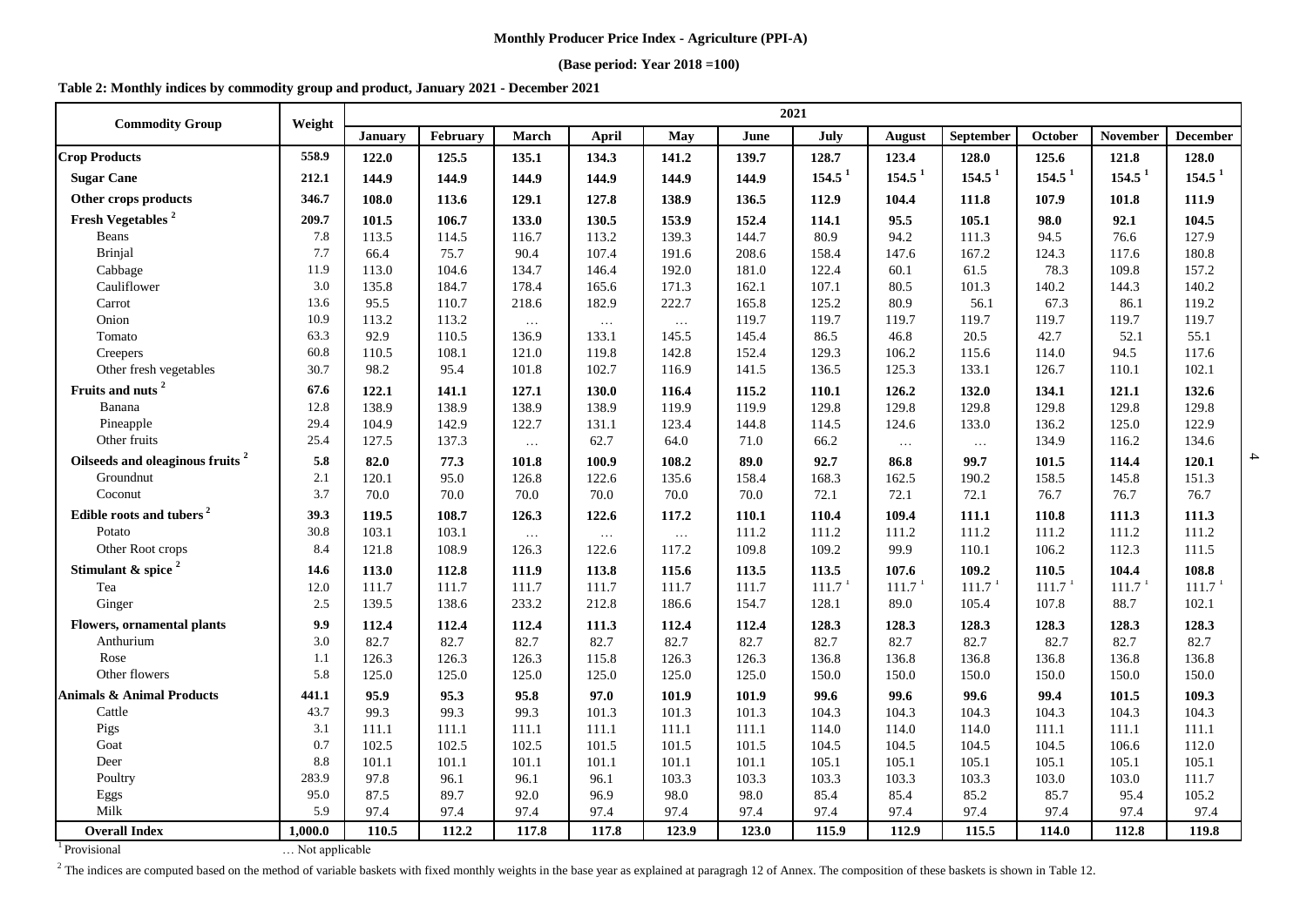**Monthly Producer Price Index - Agriculture (PPI-A)**

**(Base period: Year 2018 =100)**

**Table 2: Monthly indices by commodity group and product, January 2021 - December 2021**

| Commodity Group | Weight | 2021 | | | | | | | | | | | |
|---|---|---|---|---|---|---|---|---|---|---|---|---|---|
| | | January | February | March | April | May | June | July | August | September | October | November | December |
| **Crop Products** | **558.9** | **122.0** | **125.5** | **135.1** | **134.3** | **141.2** | **139.7** | **128.7** | **123.4** | **128.0** | **125.6** | **121.8** | **128.0** |
| **Sugar Cane** | **212.1** | **144.9** | **144.9** | **144.9** | **144.9** | **144.9** | **144.9** | **154.5** [1] | **154.5** [1] | **154.5** [1] | **154.5** [1] | **154.5** [1] | **154.5** [1] |
| **Other crops products** | **346.7** | **108.0** | **113.6** | **129.1** | **127.8** | **138.9** | **136.5** | **112.9** | **104.4** | **111.8** | **107.9** | **101.8** | **111.9** |
| **Fresh Vegetables** [2] | **209.7** | **101.5** | **106.7** | **133.0** | **130.5** | **153.9** | **152.4** | **114.1** | **95.5** | **105.1** | **98.0** | **92.1** | **104.5** |
| Beans | 7.8 | 113.5 | 114.5 | 116.7 | 113.2 | 139.3 | 144.7 | 80.9 | 94.2 | 111.3 | 94.5 | 76.6 | 127.9 |
| Brinjal | 7.7 | 66.4 | 75.7 | 90.4 | 107.4 | 191.6 | 208.6 | 158.4 | 147.6 | 167.2 | 124.3 | 117.6 | 180.8 |
| Cabbage | 11.9 | 113.0 | 104.6 | 134.7 | 146.4 | 192.0 | 181.0 | 122.4 | 60.1 | 61.5 | 78.3 | 109.8 | 157.2 |
| Cauliflower | 3.0 | 135.8 | 184.7 | 178.4 | 165.6 | 171.3 | 162.1 | 107.1 | 80.5 | 101.3 | 140.2 | 144.3 | 140.2 |
| Carrot | 13.6 | 95.5 | 110.7 | 218.6 | 182.9 | 222.7 | 165.8 | 125.2 | 80.9 | 56.1 | 67.3 | 86.1 | 119.2 |
| Onion | 10.9 | 113.2 | 113.2 | … | … | … | 119.7 | 119.7 | 119.7 | 119.7 | 119.7 | 119.7 | 119.7 |
| Tomato | 63.3 | 92.9 | 110.5 | 136.9 | 133.1 | 145.5 | 145.4 | 86.5 | 46.8 | 20.5 | 42.7 | 52.1 | 55.1 |
| Creepers | 60.8 | 110.5 | 108.1 | 121.0 | 119.8 | 142.8 | 152.4 | 129.3 | 106.2 | 115.6 | 114.0 | 94.5 | 117.6 |
| Other fresh vegetables | 30.7 | 98.2 | 95.4 | 101.8 | 102.7 | 116.9 | 141.5 | 136.5 | 125.3 | 133.1 | 126.7 | 110.1 | 102.1 |
| **Fruits and nuts** [2] | **67.6** | **122.1** | **141.1** | **127.1** | **130.0** | **116.4** | **115.2** | **110.1** | **126.2** | **132.0** | **134.1** | **121.1** | **132.6** |
| Banana | 12.8 | 138.9 | 138.9 | 138.9 | 138.9 | 119.9 | 119.9 | 129.8 | 129.8 | 129.8 | 129.8 | 129.8 | 129.8 |
| Pineapple | 29.4 | 104.9 | 142.9 | 122.7 | 131.1 | 123.4 | 144.8 | 114.5 | 124.6 | 133.0 | 136.2 | 125.0 | 122.9 |
| Other fruits | 25.4 | 127.5 | 137.3 | … | 62.7 | 64.0 | 71.0 | 66.2 | … | … | 134.9 | 116.2 | 134.6 |
| **Oilseeds and oleaginous fruits** [2] | **5.8** | **82.0** | **77.3** | **101.8** | **100.9** | **108.2** | **89.0** | **92.7** | **86.8** | **99.7** | **101.5** | **114.4** | **120.1** |
| Groundnut | 2.1 | 120.1 | 95.0 | 126.8 | 122.6 | 135.6 | 158.4 | 168.3 | 162.5 | 190.2 | 158.5 | 145.8 | 151.3 |
| Coconut | 3.7 | 70.0 | 70.0 | 70.0 | 70.0 | 70.0 | 70.0 | 72.1 | 72.1 | 72.1 | 76.7 | 76.7 | 76.7 |
| **Edible roots and tubers** [2] | **39.3** | **119.5** | **108.7** | **126.3** | **122.6** | **117.2** | **110.1** | **110.4** | **109.4** | **111.1** | **110.8** | **111.3** | **111.3** |
| Potato | 30.8 | 103.1 | 103.1 | … | … | … | 111.2 | 111.2 | 111.2 | 111.2 | 111.2 | 111.2 | 111.2 |
| Other Root crops | 8.4 | 121.8 | 108.9 | 126.3 | 122.6 | 117.2 | 109.8 | 109.2 | 99.9 | 110.1 | 106.2 | 112.3 | 111.5 |
| **Stimulant & spice** [2] | **14.6** | **113.0** | **112.8** | **111.9** | **113.8** | **115.6** | **113.5** | **113.5** | **107.6** | **109.2** | **110.5** | **104.4** | **108.8** |
| Tea | 12.0 | 111.7 | 111.7 | 111.7 | 111.7 | 111.7 | 111.7 | 111.7 [1] | 111.7 [1] | 111.7 [1] | 111.7 [1] | 111.7 [1] | 111.7 [1] |
| Ginger | 2.5 | 139.5 | 138.6 | 233.2 | 212.8 | 186.6 | 154.7 | 128.1 | 89.0 | 105.4 | 107.8 | 88.7 | 102.1 |
| **Flowers, ornamental plants** | **9.9** | **112.4** | **112.4** | **112.4** | **111.3** | **112.4** | **112.4** | **128.3** | **128.3** | **128.3** | **128.3** | **128.3** | **128.3** |
| Anthurium | 3.0 | 82.7 | 82.7 | 82.7 | 82.7 | 82.7 | 82.7 | 82.7 | 82.7 | 82.7 | 82.7 | 82.7 | 82.7 |
| Rose | 1.1 | 126.3 | 126.3 | 126.3 | 115.8 | 126.3 | 126.3 | 136.8 | 136.8 | 136.8 | 136.8 | 136.8 | 136.8 |
| Other flowers | 5.8 | 125.0 | 125.0 | 125.0 | 125.0 | 125.0 | 125.0 | 150.0 | 150.0 | 150.0 | 150.0 | 150.0 | 150.0 |
| **Animals & Animal Products** | **441.1** | **95.9** | **95.3** | **95.8** | **97.0** | **101.9** | **101.9** | **99.6** | **99.6** | **99.6** | **99.4** | **101.5** | **109.3** |
| Cattle | 43.7 | 99.3 | 99.3 | 99.3 | 101.3 | 101.3 | 101.3 | 104.3 | 104.3 | 104.3 | 104.3 | 104.3 | 104.3 |
| Pigs | 3.1 | 111.1 | 111.1 | 111.1 | 111.1 | 111.1 | 111.1 | 114.0 | 114.0 | 114.0 | 111.1 | 111.1 | 111.1 |
| Goat | 0.7 | 102.5 | 102.5 | 102.5 | 101.5 | 101.5 | 101.5 | 104.5 | 104.5 | 104.5 | 104.5 | 106.6 | 112.0 |
| Deer | 8.8 | 101.1 | 101.1 | 101.1 | 101.1 | 101.1 | 101.1 | 105.1 | 105.1 | 105.1 | 105.1 | 105.1 | 105.1 |
| Poultry | 283.9 | 97.8 | 96.1 | 96.1 | 96.1 | 103.3 | 103.3 | 103.3 | 103.3 | 103.3 | 103.0 | 103.0 | 111.7 |
| Eggs | 95.0 | 87.5 | 89.7 | 92.0 | 96.9 | 98.0 | 98.0 | 85.4 | 85.4 | 85.2 | 85.7 | 95.4 | 105.2 |
| Milk | 5.9 | 97.4 | 97.4 | 97.4 | 97.4 | 97.4 | 97.4 | 97.4 | 97.4 | 97.4 | 97.4 | 97.4 | 97.4 |
| **Overall Index** | **1,000.0** | **110.5** | **112.2** | **117.8** | **117.8** | **123.9** | **123.0** | **115.9** | **112.9** | **115.5** | **114.0** | **112.8** | **119.8** |

[1] Provisional … Not applicable

[2] The indices are computed based on the method of variable baskets with fixed monthly weights in the base year as explained at paragragh 12 of Annex. The composition of these baskets is shown in Table 12.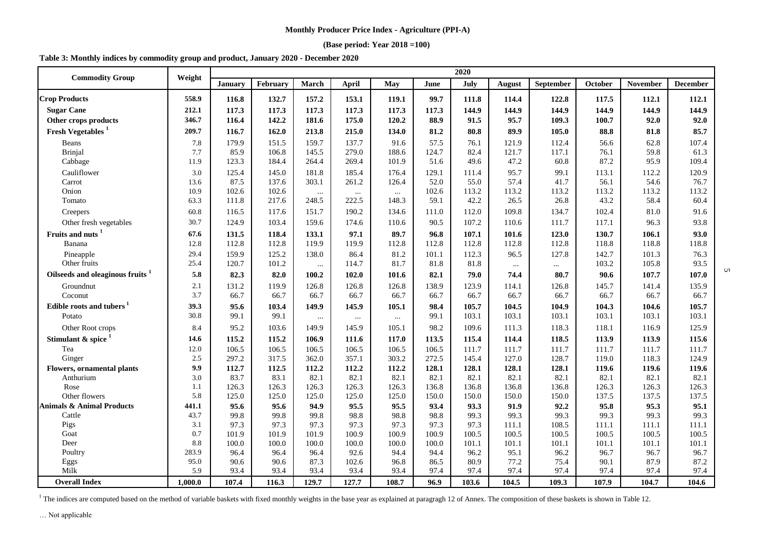**Monthly Producer Price Index - Agriculture (PPI-A)**

**(Base period: Year 2018 =100)**

**Table 3: Monthly indices by commodity group and product, January 2020 - December 2020**

| Commodity Group | Weight | 2020 | | | | | | | | | | | |
|---|---|---|---|---|---|---|---|---|---|---|---|---|---|
| | | January | February | March | April | May | June | July | August | September | October | November | December |
| **Crop Products** | **558.9** | **116.8** | **132.7** | **157.2** | **153.1** | **119.1** | **99.7** | **111.8** | **114.4** | **122.8** | **117.5** | **112.1** | **112.1** |
| **Sugar Cane** | **212.1** | **117.3** | **117.3** | **117.3** | **117.3** | **117.3** | **117.3** | **144.9** | **144.9** | **144.9** | **144.9** | **144.9** | **144.9** |
| **Other crops products** | **346.7** | **116.4** | **142.2** | **181.6** | **175.0** | **120.2** | **88.9** | **91.5** | **95.7** | **109.3** | **100.7** | **92.0** | **92.0** |
| **Fresh Vegetables [1]** | **209.7** | **116.7** | **162.0** | **213.8** | **215.0** | **134.0** | **81.2** | **80.8** | **89.9** | **105.0** | **88.8** | **81.8** | **85.7** |
| Beans | 7.8 | 179.9 | 151.5 | 159.7 | 137.7 | 91.6 | 57.5 | 76.1 | 121.9 | 112.4 | 56.6 | 62.8 | 107.4 |
| Brinjal | 7.7 | 85.9 | 106.8 | 145.5 | 279.0 | 188.6 | 124.7 | 82.4 | 121.7 | 117.1 | 76.1 | 59.8 | 61.3 |
| Cabbage | 11.9 | 123.3 | 184.4 | 264.4 | 269.4 | 101.9 | 51.6 | 49.6 | 47.2 | 60.8 | 87.2 | 95.9 | 109.4 |
| Cauliflower | 3.0 | 125.4 | 145.0 | 181.8 | 185.4 | 176.4 | 129.1 | 111.4 | 95.7 | 99.1 | 113.1 | 112.2 | 120.9 |
| Carrot | 13.6 | 87.5 | 137.6 | 303.1 | 261.2 | 126.4 | 52.0 | 55.0 | 57.4 | 41.7 | 56.1 | 54.6 | 76.7 |
| Onion | 10.9 | 102.6 | 102.6 | ... | ... | ... | 102.6 | 113.2 | 113.2 | 113.2 | 113.2 | 113.2 | 113.2 |
| Tomato | 63.3 | 111.8 | 217.6 | 248.5 | 222.5 | 148.3 | 59.1 | 42.2 | 26.5 | 26.8 | 43.2 | 58.4 | 60.4 |
| Creepers | 60.8 | 116.5 | 117.6 | 151.7 | 190.2 | 134.6 | 111.0 | 112.0 | 109.8 | 134.7 | 102.4 | 81.0 | 91.6 |
| Other fresh vegetables | 30.7 | 124.9 | 103.4 | 159.6 | 174.6 | 110.6 | 90.5 | 107.2 | 110.6 | 111.7 | 117.1 | 96.3 | 93.8 |
| **Fruits and nuts [1]** | **67.6** | **131.5** | **118.4** | **133.1** | **97.1** | **89.7** | **96.8** | **107.1** | **101.6** | **123.0** | **130.7** | **106.1** | **93.0** |
| Banana | 12.8 | 112.8 | 112.8 | 119.9 | 119.9 | 112.8 | 112.8 | 112.8 | 112.8 | 112.8 | 118.8 | 118.8 | 118.8 |
| Pineapple | 29.4 | 159.9 | 125.2 | 138.0 | 86.4 | 81.2 | 101.1 | 112.3 | 96.5 | 127.8 | 142.7 | 101.3 | 76.3 |
| Other fruits | 25.4 | 120.7 | 101.2 | ... | 114.7 | 81.7 | 81.8 | 81.8 | ... | ... | 103.2 | 105.8 | 93.5 |
| **Oilseeds and oleaginous fruits [1]** | **5.8** | **82.3** | **82.0** | **100.2** | **102.0** | **101.6** | **82.1** | **79.0** | **74.4** | **80.7** | **90.6** | **107.7** | **107.0** |
| Groundnut | 2.1 | 131.2 | 119.9 | 126.8 | 126.8 | 126.8 | 138.9 | 123.9 | 114.1 | 126.8 | 145.7 | 141.4 | 135.9 |
| Coconut | 3.7 | 66.7 | 66.7 | 66.7 | 66.7 | 66.7 | 66.7 | 66.7 | 66.7 | 66.7 | 66.7 | 66.7 | 66.7 |
| **Edible roots and tubers [1]** | **39.3** | **95.6** | **103.4** | **149.9** | **145.9** | **105.1** | **98.4** | **105.7** | **104.5** | **104.9** | **104.3** | **104.6** | **105.7** |
| Potato | 30.8 | 99.1 | 99.1 | ... | ... | ... | 99.1 | 103.1 | 103.1 | 103.1 | 103.1 | 103.1 | 103.1 |
| Other Root crops | 8.4 | 95.2 | 103.6 | 149.9 | 145.9 | 105.1 | 98.2 | 109.6 | 111.3 | 118.3 | 118.1 | 116.9 | 125.9 |
| **Stimulant & spice [1]** | **14.6** | **115.2** | **115.2** | **106.9** | **111.6** | **117.0** | **113.5** | **115.4** | **114.4** | **118.5** | **113.9** | **113.9** | **115.6** |
| Tea | 12.0 | 106.5 | 106.5 | 106.5 | 106.5 | 106.5 | 106.5 | 111.7 | 111.7 | 111.7 | 111.7 | 111.7 | 111.7 |
| Ginger | 2.5 | 297.2 | 317.5 | 362.0 | 357.1 | 303.2 | 272.5 | 145.4 | 127.0 | 128.7 | 119.0 | 118.3 | 124.9 |
| **Flowers, ornamental plants** | **9.9** | **112.7** | **112.5** | **112.2** | **112.2** | **112.2** | **128.1** | **128.1** | **128.1** | **128.1** | **119.6** | **119.6** | **119.6** |
| Anthurium | 3.0 | 83.7 | 83.1 | 82.1 | 82.1 | 82.1 | 82.1 | 82.1 | 82.1 | 82.1 | 82.1 | 82.1 | 82.1 |
| Rose | 1.1 | 126.3 | 126.3 | 126.3 | 126.3 | 126.3 | 136.8 | 136.8 | 136.8 | 136.8 | 126.3 | 126.3 | 126.3 |
| Other flowers | 5.8 | 125.0 | 125.0 | 125.0 | 125.0 | 125.0 | 150.0 | 150.0 | 150.0 | 150.0 | 137.5 | 137.5 | 137.5 |
| **Animals & Animal Products** | **441.1** | **95.6** | **95.6** | **94.9** | **95.5** | **95.5** | **93.4** | **93.3** | **91.9** | **92.2** | **95.8** | **95.3** | **95.1** |
| Cattle | 43.7 | 99.8 | 99.8 | 99.8 | 98.8 | 98.8 | 98.8 | 99.3 | 99.3 | 99.3 | 99.3 | 99.3 | 99.3 |
| Pigs | 3.1 | 97.3 | 97.3 | 97.3 | 97.3 | 97.3 | 97.3 | 97.3 | 111.1 | 108.5 | 111.1 | 111.1 | 111.1 |
| Goat | 0.7 | 101.9 | 101.9 | 101.9 | 100.9 | 100.9 | 100.9 | 100.5 | 100.5 | 100.5 | 100.5 | 100.5 | 100.5 |
| Deer | 8.8 | 100.0 | 100.0 | 100.0 | 100.0 | 100.0 | 100.0 | 101.1 | 101.1 | 101.1 | 101.1 | 101.1 | 101.1 |
| Poultry | 283.9 | 96.4 | 96.4 | 96.4 | 92.6 | 94.4 | 94.4 | 96.2 | 95.1 | 96.2 | 96.7 | 96.7 | 96.7 |
| Eggs | 95.0 | 90.6 | 90.6 | 87.3 | 102.6 | 96.8 | 86.5 | 80.9 | 77.2 | 75.4 | 90.1 | 87.9 | 87.2 |
| Milk | 5.9 | 93.4 | 93.4 | 93.4 | 93.4 | 93.4 | 97.4 | 97.4 | 97.4 | 97.4 | 97.4 | 97.4 | 97.4 |
| **Overall Index** | **1,000.0** | **107.4** | **116.3** | **129.7** | **127.7** | **108.7** | **96.9** | **103.6** | **104.5** | **109.3** | **107.9** | **104.7** | **104.6** |

[1] The indices are computed based on the method of variable baskets with fixed monthly weights in the base year as explained at paragragh 12 of Annex. The composition of these baskets is shown in Table 12.

… Not applicable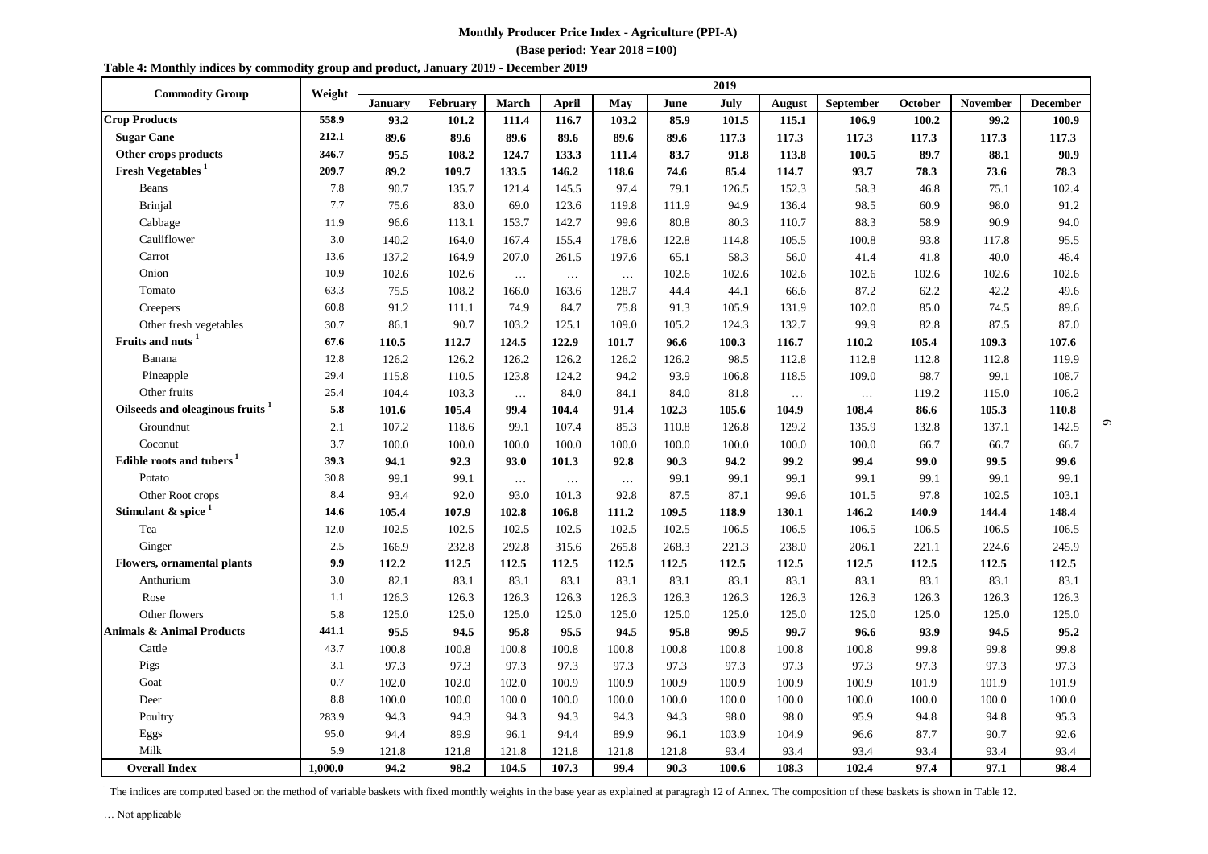**Monthly Producer Price Index - Agriculture (PPI-A)**

**(Base period: Year 2018 =100)**

**Table 4: Monthly indices by commodity group and product, January 2019 - December 2019**

| Commodity Group | Weight | 2019 | | | | | | | | | | | |
|---|---|---|---|---|---|---|---|---|---|---|---|---|---|
| | | January | February | March | April | May | June | July | August | September | October | November | December |
| **Crop Products** | **558.9** | **93.2** | **101.2** | **111.4** | **116.7** | **103.2** | **85.9** | **101.5** | **115.1** | **106.9** | **100.2** | **99.2** | **100.9** |
| **Sugar Cane** | **212.1** | **89.6** | **89.6** | **89.6** | **89.6** | **89.6** | **89.6** | **117.3** | **117.3** | **117.3** | **117.3** | **117.3** | **117.3** |
| **Other crops products** | **346.7** | **95.5** | **108.2** | **124.7** | **133.3** | **111.4** | **83.7** | **91.8** | **113.8** | **100.5** | **89.7** | **88.1** | **90.9** |
| **Fresh Vegetables [1]** | **209.7** | **89.2** | **109.7** | **133.5** | **146.2** | **118.6** | **74.6** | **85.4** | **114.7** | **93.7** | **78.3** | **73.6** | **78.3** |
| Beans | 7.8 | 90.7 | 135.7 | 121.4 | 145.5 | 97.4 | 79.1 | 126.5 | 152.3 | 58.3 | 46.8 | 75.1 | 102.4 |
| Brinjal | 7.7 | 75.6 | 83.0 | 69.0 | 123.6 | 119.8 | 111.9 | 94.9 | 136.4 | 98.5 | 60.9 | 98.0 | 91.2 |
| Cabbage | 11.9 | 96.6 | 113.1 | 153.7 | 142.7 | 99.6 | 80.8 | 80.3 | 110.7 | 88.3 | 58.9 | 90.9 | 94.0 |
| Cauliflower | 3.0 | 140.2 | 164.0 | 167.4 | 155.4 | 178.6 | 122.8 | 114.8 | 105.5 | 100.8 | 93.8 | 117.8 | 95.5 |
| Carrot | 13.6 | 137.2 | 164.9 | 207.0 | 261.5 | 197.6 | 65.1 | 58.3 | 56.0 | 41.4 | 41.8 | 40.0 | 46.4 |
| Onion | 10.9 | 102.6 | 102.6 | … | … | … | 102.6 | 102.6 | 102.6 | 102.6 | 102.6 | 102.6 | 102.6 |
| Tomato | 63.3 | 75.5 | 108.2 | 166.0 | 163.6 | 128.7 | 44.4 | 44.1 | 66.6 | 87.2 | 62.2 | 42.2 | 49.6 |
| Creepers | 60.8 | 91.2 | 111.1 | 74.9 | 84.7 | 75.8 | 91.3 | 105.9 | 131.9 | 102.0 | 85.0 | 74.5 | 89.6 |
| Other fresh vegetables | 30.7 | 86.1 | 90.7 | 103.2 | 125.1 | 109.0 | 105.2 | 124.3 | 132.7 | 99.9 | 82.8 | 87.5 | 87.0 |
| **Fruits and nuts [1]** | **67.6** | **110.5** | **112.7** | **124.5** | **122.9** | **101.7** | **96.6** | **100.3** | **116.7** | **110.2** | **105.4** | **109.3** | **107.6** |
| Banana | 12.8 | 126.2 | 126.2 | 126.2 | 126.2 | 126.2 | 126.2 | 98.5 | 112.8 | 112.8 | 112.8 | 112.8 | 119.9 |
| Pineapple | 29.4 | 115.8 | 110.5 | 123.8 | 124.2 | 94.2 | 93.9 | 106.8 | 118.5 | 109.0 | 98.7 | 99.1 | 108.7 |
| Other fruits | 25.4 | 104.4 | 103.3 | … | 84.0 | 84.1 | 84.0 | 81.8 | … | … | 119.2 | 115.0 | 106.2 |
| **Oilseeds and oleaginous fruits [1]** | **5.8** | **101.6** | **105.4** | **99.4** | **104.4** | **91.4** | **102.3** | **105.6** | **104.9** | **108.4** | **86.6** | **105.3** | **110.8** |
| Groundnut | 2.1 | 107.2 | 118.6 | 99.1 | 107.4 | 85.3 | 110.8 | 126.8 | 129.2 | 135.9 | 132.8 | 137.1 | 142.5 |
| Coconut | 3.7 | 100.0 | 100.0 | 100.0 | 100.0 | 100.0 | 100.0 | 100.0 | 100.0 | 100.0 | 66.7 | 66.7 | 66.7 |
| **Edible roots and tubers [1]** | **39.3** | **94.1** | **92.3** | **93.0** | **101.3** | **92.8** | **90.3** | **94.2** | **99.2** | **99.4** | **99.0** | **99.5** | **99.6** |
| Potato | 30.8 | 99.1 | 99.1 | … | … | … | 99.1 | 99.1 | 99.1 | 99.1 | 99.1 | 99.1 | 99.1 |
| Other Root crops | 8.4 | 93.4 | 92.0 | 93.0 | 101.3 | 92.8 | 87.5 | 87.1 | 99.6 | 101.5 | 97.8 | 102.5 | 103.1 |
| **Stimulant & spice [1]** | **14.6** | **105.4** | **107.9** | **102.8** | **106.8** | **111.2** | **109.5** | **118.9** | **130.1** | **146.2** | **140.9** | **144.4** | **148.4** |
| Tea | 12.0 | 102.5 | 102.5 | 102.5 | 102.5 | 102.5 | 102.5 | 106.5 | 106.5 | 106.5 | 106.5 | 106.5 | 106.5 |
| Ginger | 2.5 | 166.9 | 232.8 | 292.8 | 315.6 | 265.8 | 268.3 | 221.3 | 238.0 | 206.1 | 221.1 | 224.6 | 245.9 |
| **Flowers, ornamental plants** | **9.9** | **112.2** | **112.5** | **112.5** | **112.5** | **112.5** | **112.5** | **112.5** | **112.5** | **112.5** | **112.5** | **112.5** | **112.5** |
| Anthurium | 3.0 | 82.1 | 83.1 | 83.1 | 83.1 | 83.1 | 83.1 | 83.1 | 83.1 | 83.1 | 83.1 | 83.1 | 83.1 |
| Rose | 1.1 | 126.3 | 126.3 | 126.3 | 126.3 | 126.3 | 126.3 | 126.3 | 126.3 | 126.3 | 126.3 | 126.3 | 126.3 |
| Other flowers | 5.8 | 125.0 | 125.0 | 125.0 | 125.0 | 125.0 | 125.0 | 125.0 | 125.0 | 125.0 | 125.0 | 125.0 | 125.0 |
| **Animals & Animal Products** | **441.1** | **95.5** | **94.5** | **95.8** | **95.5** | **94.5** | **95.8** | **99.5** | **99.7** | **96.6** | **93.9** | **94.5** | **95.2** |
| Cattle | 43.7 | 100.8 | 100.8 | 100.8 | 100.8 | 100.8 | 100.8 | 100.8 | 100.8 | 100.8 | 99.8 | 99.8 | 99.8 |
| Pigs | 3.1 | 97.3 | 97.3 | 97.3 | 97.3 | 97.3 | 97.3 | 97.3 | 97.3 | 97.3 | 97.3 | 97.3 | 97.3 |
| Goat | 0.7 | 102.0 | 102.0 | 102.0 | 100.9 | 100.9 | 100.9 | 100.9 | 100.9 | 100.9 | 101.9 | 101.9 | 101.9 |
| Deer | 8.8 | 100.0 | 100.0 | 100.0 | 100.0 | 100.0 | 100.0 | 100.0 | 100.0 | 100.0 | 100.0 | 100.0 | 100.0 |
| Poultry | 283.9 | 94.3 | 94.3 | 94.3 | 94.3 | 94.3 | 94.3 | 98.0 | 98.0 | 95.9 | 94.8 | 94.8 | 95.3 |
| Eggs | 95.0 | 94.4 | 89.9 | 96.1 | 94.4 | 89.9 | 96.1 | 103.9 | 104.9 | 96.6 | 87.7 | 90.7 | 92.6 |
| Milk | 5.9 | 121.8 | 121.8 | 121.8 | 121.8 | 121.8 | 121.8 | 93.4 | 93.4 | 93.4 | 93.4 | 93.4 | 93.4 |
| **Overall Index** | **1,000.0** | **94.2** | **98.2** | **104.5** | **107.3** | **99.4** | **90.3** | **100.6** | **108.3** | **102.4** | **97.4** | **97.1** | **98.4** |

[1] The indices are computed based on the method of variable baskets with fixed monthly weights in the base year as explained at paragragh 12 of Annex. The composition of these baskets is shown in Table 12.

… Not applicable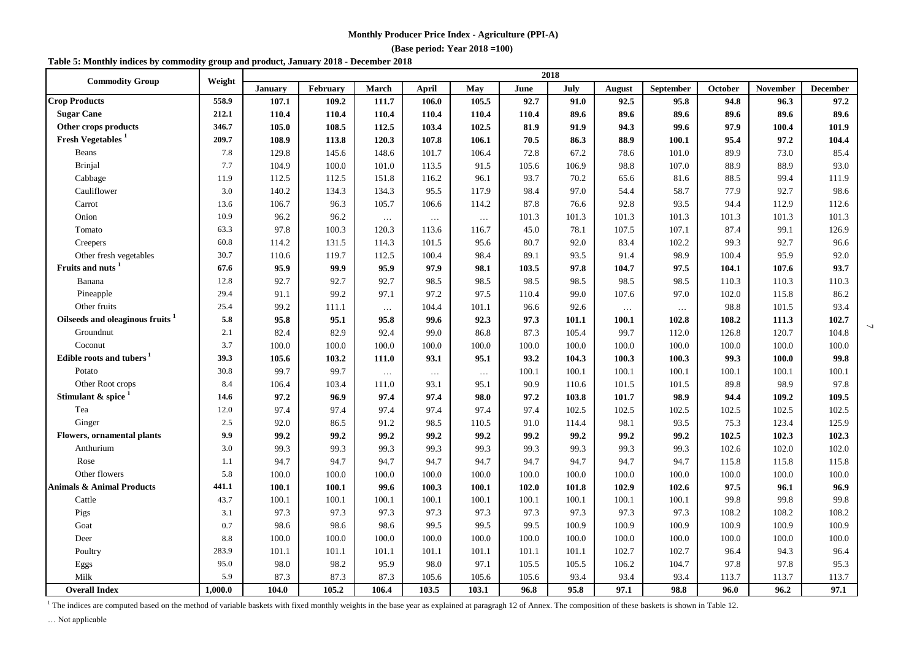**Monthly Producer Price Index - Agriculture (PPI-A)**

**(Base period: Year 2018 =100)**

**Table 5: Monthly indices by commodity group and product, January 2018 - December 2018**

| Commodity Group | Weight | 2018 | | | | | | | | | | | |
|---|---|---|---|---|---|---|---|---|---|---|---|---|---|
| | | January | February | March | April | May | June | July | August | September | October | November | December |
| **Crop Products** | **558.9** | **107.1** | **109.2** | **111.7** | **106.0** | **105.5** | **92.7** | **91.0** | **92.5** | **95.8** | **94.8** | **96.3** | **97.2** |
| **Sugar Cane** | **212.1** | **110.4** | **110.4** | **110.4** | **110.4** | **110.4** | **110.4** | **89.6** | **89.6** | **89.6** | **89.6** | **89.6** | **89.6** |
| **Other crops products** | **346.7** | **105.0** | **108.5** | **112.5** | **103.4** | **102.5** | **81.9** | **91.9** | **94.3** | **99.6** | **97.9** | **100.4** | **101.9** |
| **Fresh Vegetables [1]** | **209.7** | **108.9** | **113.8** | **120.3** | **107.8** | **106.1** | **70.5** | **86.3** | **88.9** | **100.1** | **95.4** | **97.2** | **104.4** |
| Beans | 7.8 | 129.8 | 145.6 | 148.6 | 101.7 | 106.4 | 72.8 | 67.2 | 78.6 | 101.0 | 89.9 | 73.0 | 85.4 |
| Brinjal | 7.7 | 104.9 | 100.0 | 101.0 | 113.5 | 91.5 | 105.6 | 106.9 | 98.8 | 107.0 | 88.9 | 88.9 | 93.0 |
| Cabbage | 11.9 | 112.5 | 112.5 | 151.8 | 116.2 | 96.1 | 93.7 | 70.2 | 65.6 | 81.6 | 88.5 | 99.4 | 111.9 |
| Cauliflower | 3.0 | 140.2 | 134.3 | 134.3 | 95.5 | 117.9 | 98.4 | 97.0 | 54.4 | 58.7 | 77.9 | 92.7 | 98.6 |
| Carrot | 13.6 | 106.7 | 96.3 | 105.7 | 106.6 | 114.2 | 87.8 | 76.6 | 92.8 | 93.5 | 94.4 | 112.9 | 112.6 |
| Onion | 10.9 | 96.2 | 96.2 | … | … | … | 101.3 | 101.3 | 101.3 | 101.3 | 101.3 | 101.3 | 101.3 |
| Tomato | 63.3 | 97.8 | 100.3 | 120.3 | 113.6 | 116.7 | 45.0 | 78.1 | 107.5 | 107.1 | 87.4 | 99.1 | 126.9 |
| Creepers | 60.8 | 114.2 | 131.5 | 114.3 | 101.5 | 95.6 | 80.7 | 92.0 | 83.4 | 102.2 | 99.3 | 92.7 | 96.6 |
| Other fresh vegetables | 30.7 | 110.6 | 119.7 | 112.5 | 100.4 | 98.4 | 89.1 | 93.5 | 91.4 | 98.9 | 100.4 | 95.9 | 92.0 |
| **Fruits and nuts [1]** | **67.6** | **95.9** | **99.9** | **95.9** | **97.9** | **98.1** | **103.5** | **97.8** | **104.7** | **97.5** | **104.1** | **107.6** | **93.7** |
| Banana | 12.8 | 92.7 | 92.7 | 92.7 | 98.5 | 98.5 | 98.5 | 98.5 | 98.5 | 98.5 | 110.3 | 110.3 | 110.3 |
| Pineapple | 29.4 | 91.1 | 99.2 | 97.1 | 97.2 | 97.5 | 110.4 | 99.0 | 107.6 | 97.0 | 102.0 | 115.8 | 86.2 |
| Other fruits | 25.4 | 99.2 | 111.1 | … | 104.4 | 101.1 | 96.6 | 92.6 | … | … | 98.8 | 101.5 | 93.4 |
| **Oilseeds and oleaginous fruits [1]** | **5.8** | **95.8** | **95.1** | **95.8** | **99.6** | **92.3** | **97.3** | **101.1** | **100.1** | **102.8** | **108.2** | **111.3** | **102.7** |
| Groundnut | 2.1 | 82.4 | 82.9 | 92.4 | 99.0 | 86.8 | 87.3 | 105.4 | 99.7 | 112.0 | 126.8 | 120.7 | 104.8 |
| Coconut | 3.7 | 100.0 | 100.0 | 100.0 | 100.0 | 100.0 | 100.0 | 100.0 | 100.0 | 100.0 | 100.0 | 100.0 | 100.0 |
| **Edible roots and tubers [1]** | **39.3** | **105.6** | **103.2** | **111.0** | **93.1** | **95.1** | **93.2** | **104.3** | **100.3** | **100.3** | **99.3** | **100.0** | **99.8** |
| Potato | 30.8 | 99.7 | 99.7 | … | … | … | 100.1 | 100.1 | 100.1 | 100.1 | 100.1 | 100.1 | 100.1 |
| Other Root crops | 8.4 | 106.4 | 103.4 | 111.0 | 93.1 | 95.1 | 90.9 | 110.6 | 101.5 | 101.5 | 89.8 | 98.9 | 97.8 |
| **Stimulant & spice [1]** | **14.6** | **97.2** | **96.9** | **97.4** | **97.4** | **98.0** | **97.2** | **103.8** | **101.7** | **98.9** | **94.4** | **109.2** | **109.5** |
| Tea | 12.0 | 97.4 | 97.4 | 97.4 | 97.4 | 97.4 | 97.4 | 102.5 | 102.5 | 102.5 | 102.5 | 102.5 | 102.5 |
| Ginger | 2.5 | 92.0 | 86.5 | 91.2 | 98.5 | 110.5 | 91.0 | 114.4 | 98.1 | 93.5 | 75.3 | 123.4 | 125.9 |
| **Flowers, ornamental plants** | **9.9** | **99.2** | **99.2** | **99.2** | **99.2** | **99.2** | **99.2** | **99.2** | **99.2** | **99.2** | **102.5** | **102.3** | **102.3** |
| Anthurium | 3.0 | 99.3 | 99.3 | 99.3 | 99.3 | 99.3 | 99.3 | 99.3 | 99.3 | 99.3 | 102.6 | 102.0 | 102.0 |
| Rose | 1.1 | 94.7 | 94.7 | 94.7 | 94.7 | 94.7 | 94.7 | 94.7 | 94.7 | 94.7 | 115.8 | 115.8 | 115.8 |
| Other flowers | 5.8 | 100.0 | 100.0 | 100.0 | 100.0 | 100.0 | 100.0 | 100.0 | 100.0 | 100.0 | 100.0 | 100.0 | 100.0 |
| **Animals & Animal Products** | **441.1** | **100.1** | **100.1** | **99.6** | **100.3** | **100.1** | **102.0** | **101.8** | **102.9** | **102.6** | **97.5** | **96.1** | **96.9** |
| Cattle | 43.7 | 100.1 | 100.1 | 100.1 | 100.1 | 100.1 | 100.1 | 100.1 | 100.1 | 100.1 | 99.8 | 99.8 | 99.8 |
| Pigs | 3.1 | 97.3 | 97.3 | 97.3 | 97.3 | 97.3 | 97.3 | 97.3 | 97.3 | 97.3 | 108.2 | 108.2 | 108.2 |
| Goat | 0.7 | 98.6 | 98.6 | 98.6 | 99.5 | 99.5 | 99.5 | 100.9 | 100.9 | 100.9 | 100.9 | 100.9 | 100.9 |
| Deer | 8.8 | 100.0 | 100.0 | 100.0 | 100.0 | 100.0 | 100.0 | 100.0 | 100.0 | 100.0 | 100.0 | 100.0 | 100.0 |
| Poultry | 283.9 | 101.1 | 101.1 | 101.1 | 101.1 | 101.1 | 101.1 | 101.1 | 102.7 | 102.7 | 96.4 | 94.3 | 96.4 |
| Eggs | 95.0 | 98.0 | 98.2 | 95.9 | 98.0 | 97.1 | 105.5 | 105.5 | 106.2 | 104.7 | 97.8 | 97.8 | 95.3 |
| Milk | 5.9 | 87.3 | 87.3 | 87.3 | 105.6 | 105.6 | 105.6 | 93.4 | 93.4 | 93.4 | 113.7 | 113.7 | 113.7 |
| **Overall Index** | **1,000.0** | **104.0** | **105.2** | **106.4** | **103.5** | **103.1** | **96.8** | **95.8** | **97.1** | **98.8** | **96.0** | **96.2** | **97.1** |

[1] The indices are computed based on the method of variable baskets with fixed monthly weights in the base year as explained at paragragh 12 of Annex. The composition of these baskets is shown in Table 12.

… Not applicable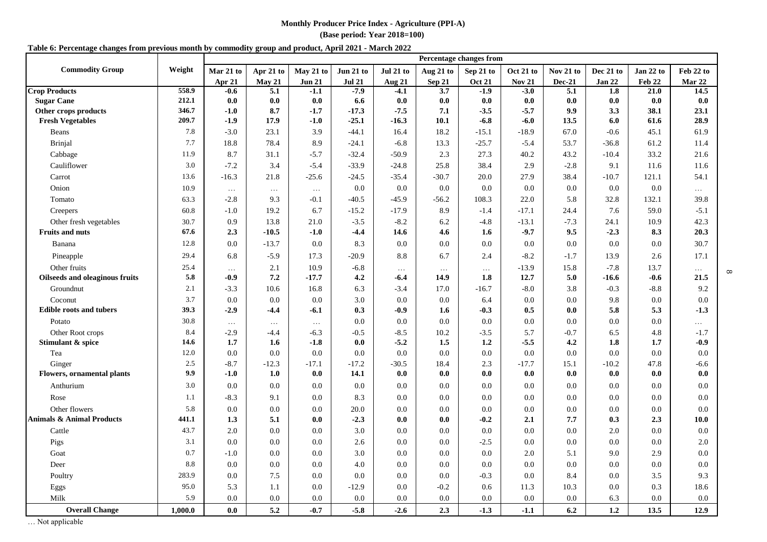**Monthly Producer Price Index - Agriculture (PPI-A)**

**(Base period: Year 2018=100)**

**Table 6: Percentage changes from previous month by commodity group and product, April 2021 - March 2022**

| Commodity Group | Weight | Percentage changes from | | | | | | | | | | | |
|---|---|---|---|---|---|---|---|---|---|---|---|---|---|
| | | Mar 21 to Apr 21 | Apr 21 to May 21 | May 21 to Jun 21 | Jun 21 to Jul 21 | Jul 21 to Aug 21 | Aug 21 to Sep 21 | Sep 21 to Oct 21 | Oct 21 to Nov 21 | Nov 21 to Dec-21 | Dec 21 to Jan 22 | Jan 22 to Feb 22 | Feb 22 to Mar 22 |
| **Crop Products** | **558.9** | **-0.6** | **5.1** | **-1.1** | **-7.9** | **-4.1** | **3.7** | **-1.9** | **-3.0** | **5.1** | **1.8** | **21.0** | **14.5** |
| **Sugar Cane** | **212.1** | **0.0** | **0.0** | **0.0** | **6.6** | **0.0** | **0.0** | **0.0** | **0.0** | **0.0** | **0.0** | **0.0** | **0.0** |
| **Other crops products** | **346.7** | **-1.0** | **8.7** | **-1.7** | **-17.3** | **-7.5** | **7.1** | **-3.5** | **-5.7** | **9.9** | **3.3** | **38.1** | **23.1** |
| **Fresh Vegetables** | **209.7** | **-1.9** | **17.9** | **-1.0** | **-25.1** | **-16.3** | **10.1** | **-6.8** | **-6.0** | **13.5** | **6.0** | **61.6** | **28.9** |
| Beans | 7.8 | -3.0 | 23.1 | 3.9 | -44.1 | 16.4 | 18.2 | -15.1 | -18.9 | 67.0 | -0.6 | 45.1 | 61.9 |
| Brinjal | 7.7 | 18.8 | 78.4 | 8.9 | -24.1 | -6.8 | 13.3 | -25.7 | -5.4 | 53.7 | -36.8 | 61.2 | 11.4 |
| Cabbage | 11.9 | 8.7 | 31.1 | -5.7 | -32.4 | -50.9 | 2.3 | 27.3 | 40.2 | 43.2 | -10.4 | 33.2 | 21.6 |
| Cauliflower | 3.0 | -7.2 | 3.4 | -5.4 | -33.9 | -24.8 | 25.8 | 38.4 | 2.9 | -2.8 | 9.1 | 11.6 | 11.6 |
| Carrot | 13.6 | -16.3 | 21.8 | -25.6 | -24.5 | -35.4 | -30.7 | 20.0 | 27.9 | 38.4 | -10.7 | 121.1 | 54.1 |
| Onion | 10.9 | … | … | … | 0.0 | 0.0 | 0.0 | 0.0 | 0.0 | 0.0 | 0.0 | 0.0 | … |
| Tomato | 63.3 | -2.8 | 9.3 | -0.1 | -40.5 | -45.9 | -56.2 | 108.3 | 22.0 | 5.8 | 32.8 | 132.1 | 39.8 |
| Creepers | 60.8 | -1.0 | 19.2 | 6.7 | -15.2 | -17.9 | 8.9 | -1.4 | -17.1 | 24.4 | 7.6 | 59.0 | -5.1 |
| Other fresh vegetables | 30.7 | 0.9 | 13.8 | 21.0 | -3.5 | -8.2 | 6.2 | -4.8 | -13.1 | -7.3 | 24.1 | 10.9 | 42.3 |
| **Fruits and nuts** | **67.6** | **2.3** | **-10.5** | **-1.0** | **-4.4** | **14.6** | **4.6** | **1.6** | **-9.7** | **9.5** | **-2.3** | **8.3** | **20.3** |
| Banana | 12.8 | 0.0 | -13.7 | 0.0 | 8.3 | 0.0 | 0.0 | 0.0 | 0.0 | 0.0 | 0.0 | 0.0 | 30.7 |
| Pineapple | 29.4 | 6.8 | -5.9 | 17.3 | -20.9 | 8.8 | 6.7 | 2.4 | -8.2 | -1.7 | 13.9 | 2.6 | 17.1 |
| Other fruits | 25.4 | … | 2.1 | 10.9 | -6.8 | … | … | … | -13.9 | 15.8 | -7.8 | 13.7 | … |
| **Oilseeds and oleaginous fruits** | **5.8** | **-0.9** | **7.2** | **-17.7** | **4.2** | **-6.4** | **14.9** | **1.8** | **12.7** | **5.0** | **-16.6** | **-0.6** | **21.5** |
| Groundnut | 2.1 | -3.3 | 10.6 | 16.8 | 6.3 | -3.4 | 17.0 | -16.7 | -8.0 | 3.8 | -0.3 | -8.8 | 9.2 |
| Coconut | 3.7 | 0.0 | 0.0 | 0.0 | 3.0 | 0.0 | 0.0 | 6.4 | 0.0 | 0.0 | 9.8 | 0.0 | 0.0 |
| **Edible roots and tubers** | **39.3** | **-2.9** | **-4.4** | **-6.1** | **0.3** | **-0.9** | **1.6** | **-0.3** | **0.5** | **0.0** | **5.8** | **5.3** | **-1.3** |
| Potato | 30.8 | … | … | … | 0.0 | 0.0 | 0.0 | 0.0 | 0.0 | 0.0 | 0.0 | 0.0 | … |
| Other Root crops | 8.4 | -2.9 | -4.4 | -6.3 | -0.5 | -8.5 | 10.2 | -3.5 | 5.7 | -0.7 | 6.5 | 4.8 | -1.7 |
| **Stimulant & spice** | **14.6** | **1.7** | **1.6** | **-1.8** | **0.0** | **-5.2** | **1.5** | **1.2** | **-5.5** | **4.2** | **1.8** | **1.7** | **-0.9** |
| Tea | 12.0 | 0.0 | 0.0 | 0.0 | 0.0 | 0.0 | 0.0 | 0.0 | 0.0 | 0.0 | 0.0 | 0.0 | 0.0 |
| Ginger | 2.5 | -8.7 | -12.3 | -17.1 | -17.2 | -30.5 | 18.4 | 2.3 | -17.7 | 15.1 | -10.2 | 47.8 | -6.6 |
| **Flowers, ornamental plants** | **9.9** | **-1.0** | **1.0** | **0.0** | **14.1** | **0.0** | **0.0** | **0.0** | **0.0** | **0.0** | **0.0** | **0.0** | **0.0** |
| Anthurium | 3.0 | 0.0 | 0.0 | 0.0 | 0.0 | 0.0 | 0.0 | 0.0 | 0.0 | 0.0 | 0.0 | 0.0 | 0.0 |
| Rose | 1.1 | -8.3 | 9.1 | 0.0 | 8.3 | 0.0 | 0.0 | 0.0 | 0.0 | 0.0 | 0.0 | 0.0 | 0.0 |
| Other flowers | 5.8 | 0.0 | 0.0 | 0.0 | 20.0 | 0.0 | 0.0 | 0.0 | 0.0 | 0.0 | 0.0 | 0.0 | 0.0 |
| **Animals & Animal Products** | **441.1** | **1.3** | **5.1** | **0.0** | **-2.3** | **0.0** | **0.0** | **-0.2** | **2.1** | **7.7** | **0.3** | **2.3** | **10.0** |
| Cattle | 43.7 | 2.0 | 0.0 | 0.0 | 3.0 | 0.0 | 0.0 | 0.0 | 0.0 | 0.0 | 2.0 | 0.0 | 0.0 |
| Pigs | 3.1 | 0.0 | 0.0 | 0.0 | 2.6 | 0.0 | 0.0 | -2.5 | 0.0 | 0.0 | 0.0 | 0.0 | 2.0 |
| Goat | 0.7 | -1.0 | 0.0 | 0.0 | 3.0 | 0.0 | 0.0 | 0.0 | 2.0 | 5.1 | 9.0 | 2.9 | 0.0 |
| Deer | 8.8 | 0.0 | 0.0 | 0.0 | 4.0 | 0.0 | 0.0 | 0.0 | 0.0 | 0.0 | 0.0 | 0.0 | 0.0 |
| Poultry | 283.9 | 0.0 | 7.5 | 0.0 | 0.0 | 0.0 | 0.0 | -0.3 | 0.0 | 8.4 | 0.0 | 3.5 | 9.3 |
| Eggs | 95.0 | 5.3 | 1.1 | 0.0 | -12.9 | 0.0 | -0.2 | 0.6 | 11.3 | 10.3 | 0.0 | 0.3 | 18.6 |
| Milk | 5.9 | 0.0 | 0.0 | 0.0 | 0.0 | 0.0 | 0.0 | 0.0 | 0.0 | 0.0 | 6.3 | 0.0 | 0.0 |
| **Overall Change** | **1,000.0** | **0.0** | **5.2** | **-0.7** | **-5.8** | **-2.6** | **2.3** | **-1.3** | **-1.1** | **6.2** | **1.2** | **13.5** | **12.9** |

… Not applicable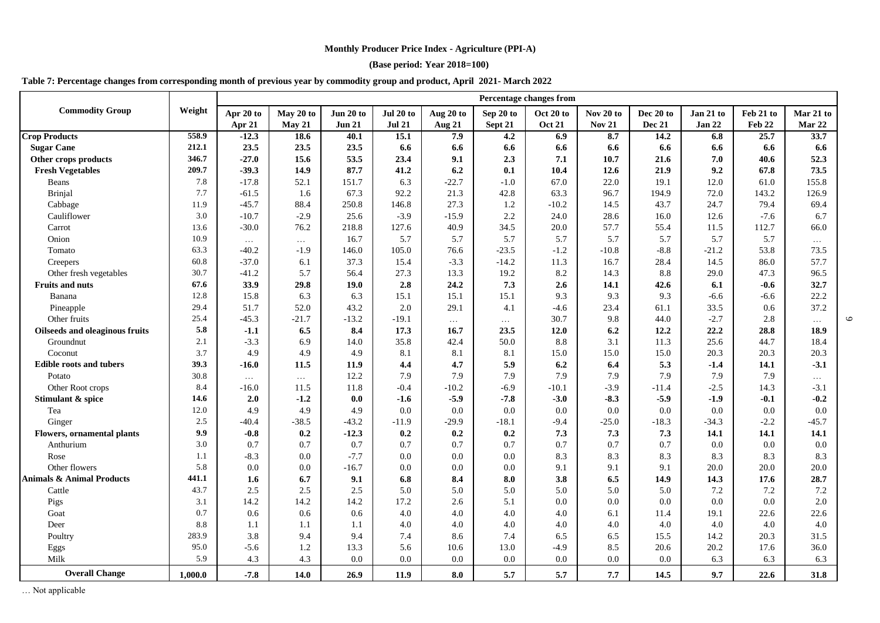**Monthly Producer Price Index - Agriculture (PPI-A)**

**(Base period: Year 2018=100)**

**Table 7: Percentage changes from corresponding month of previous year by commodity group and product, April 2021- March 2022**

| Commodity Group | Weight | Percentage changes from | | | | | | | | | | | |
|---|---|---|---|---|---|---|---|---|---|---|---|---|---|
| | | Apr 20 to Apr 21 | May 20 to May 21 | Jun 20 to Jun 21 | Jul 20 to Jul 21 | Aug 20 to Aug 21 | Sep 20 to Sept 21 | Oct 20 to Oct 21 | Nov 20 to Nov 21 | Dec 20 to Dec 21 | Jan 21 to Jan 22 | Feb 21 to Feb 22 | Mar 21 to Mar 22 |
| **Crop Products** | **558.9** | **-12.3** | **18.6** | **40.1** | **15.1** | **7.9** | **4.2** | **6.9** | **8.7** | **14.2** | **6.8** | **25.7** | **33.7** |
| **Sugar Cane** | **212.1** | **23.5** | **23.5** | **23.5** | **6.6** | **6.6** | **6.6** | **6.6** | **6.6** | **6.6** | **6.6** | **6.6** | **6.6** |
| **Other crops products** | **346.7** | **-27.0** | **15.6** | **53.5** | **23.4** | **9.1** | **2.3** | **7.1** | **10.7** | **21.6** | **7.0** | **40.6** | **52.3** |
| **Fresh Vegetables** | **209.7** | **-39.3** | **14.9** | **87.7** | **41.2** | **6.2** | **0.1** | **10.4** | **12.6** | **21.9** | **9.2** | **67.8** | **73.5** |
| Beans | 7.8 | -17.8 | 52.1 | 151.7 | 6.3 | -22.7 | -1.0 | 67.0 | 22.0 | 19.1 | 12.0 | 61.0 | 155.8 |
| Brinjal | 7.7 | -61.5 | 1.6 | 67.3 | 92.2 | 21.3 | 42.8 | 63.3 | 96.7 | 194.9 | 72.0 | 143.2 | 126.9 |
| Cabbage | 11.9 | -45.7 | 88.4 | 250.8 | 146.8 | 27.3 | 1.2 | -10.2 | 14.5 | 43.7 | 24.7 | 79.4 | 69.4 |
| Cauliflower | 3.0 | -10.7 | -2.9 | 25.6 | -3.9 | -15.9 | 2.2 | 24.0 | 28.6 | 16.0 | 12.6 | -7.6 | 6.7 |
| Carrot | 13.6 | -30.0 | 76.2 | 218.8 | 127.6 | 40.9 | 34.5 | 20.0 | 57.7 | 55.4 | 11.5 | 112.7 | 66.0 |
| Onion | 10.9 | … | … | 16.7 | 5.7 | 5.7 | 5.7 | 5.7 | 5.7 | 5.7 | 5.7 | 5.7 | … |
| Tomato | 63.3 | -40.2 | -1.9 | 146.0 | 105.0 | 76.6 | -23.5 | -1.2 | -10.8 | -8.8 | -21.2 | 53.8 | 73.5 |
| Creepers | 60.8 | -37.0 | 6.1 | 37.3 | 15.4 | -3.3 | -14.2 | 11.3 | 16.7 | 28.4 | 14.5 | 86.0 | 57.7 |
| Other fresh vegetables | 30.7 | -41.2 | 5.7 | 56.4 | 27.3 | 13.3 | 19.2 | 8.2 | 14.3 | 8.8 | 29.0 | 47.3 | 96.5 |
| **Fruits and nuts** | **67.6** | **33.9** | **29.8** | **19.0** | **2.8** | **24.2** | **7.3** | **2.6** | **14.1** | **42.6** | **6.1** | **-0.6** | **32.7** |
| Banana | 12.8 | 15.8 | 6.3 | 6.3 | 15.1 | 15.1 | 15.1 | 9.3 | 9.3 | 9.3 | -6.6 | -6.6 | 22.2 |
| Pineapple | 29.4 | 51.7 | 52.0 | 43.2 | 2.0 | 29.1 | 4.1 | -4.6 | 23.4 | 61.1 | 33.5 | 0.6 | 37.2 |
| Other fruits | 25.4 | -45.3 | -21.7 | -13.2 | -19.1 | … | … | 30.7 | 9.8 | 44.0 | -2.7 | 2.8 | … |
| **Oilseeds and oleaginous fruits** | **5.8** | **-1.1** | **6.5** | **8.4** | **17.3** | **16.7** | **23.5** | **12.0** | **6.2** | **12.2** | **22.2** | **28.8** | **18.9** |
| Groundnut | 2.1 | -3.3 | 6.9 | 14.0 | 35.8 | 42.4 | 50.0 | 8.8 | 3.1 | 11.3 | 25.6 | 44.7 | 18.4 |
| Coconut | 3.7 | 4.9 | 4.9 | 4.9 | 8.1 | 8.1 | 8.1 | 15.0 | 15.0 | 15.0 | 20.3 | 20.3 | 20.3 |
| **Edible roots and tubers** | **39.3** | **-16.0** | **11.5** | **11.9** | **4.4** | **4.7** | **5.9** | **6.2** | **6.4** | **5.3** | **-1.4** | **14.1** | **-3.1** |
| Potato | 30.8 | … | … | 12.2 | 7.9 | 7.9 | 7.9 | 7.9 | 7.9 | 7.9 | 7.9 | 7.9 | … |
| Other Root crops | 8.4 | -16.0 | 11.5 | 11.8 | -0.4 | -10.2 | -6.9 | -10.1 | -3.9 | -11.4 | -2.5 | 14.3 | -3.1 |
| **Stimulant & spice** | **14.6** | **2.0** | **-1.2** | **0.0** | **-1.6** | **-5.9** | **-7.8** | **-3.0** | **-8.3** | **-5.9** | **-1.9** | **-0.1** | **-0.2** |
| Tea | 12.0 | 4.9 | 4.9 | 4.9 | 0.0 | 0.0 | 0.0 | 0.0 | 0.0 | 0.0 | 0.0 | 0.0 | 0.0 |
| Ginger | 2.5 | -40.4 | -38.5 | -43.2 | -11.9 | -29.9 | -18.1 | -9.4 | -25.0 | -18.3 | -34.3 | -2.2 | -45.7 |
| **Flowers, ornamental plants** | **9.9** | **-0.8** | **0.2** | **-12.3** | **0.2** | **0.2** | **0.2** | **7.3** | **7.3** | **7.3** | **14.1** | **14.1** | **14.1** |
| Anthurium | 3.0 | 0.7 | 0.7 | 0.7 | 0.7 | 0.7 | 0.7 | 0.7 | 0.7 | 0.7 | 0.0 | 0.0 | 0.0 |
| Rose | 1.1 | -8.3 | 0.0 | -7.7 | 0.0 | 0.0 | 0.0 | 8.3 | 8.3 | 8.3 | 8.3 | 8.3 | 8.3 |
| Other flowers | 5.8 | 0.0 | 0.0 | -16.7 | 0.0 | 0.0 | 0.0 | 9.1 | 9.1 | 9.1 | 20.0 | 20.0 | 20.0 |
| **Animals & Animal Products** | **441.1** | **1.6** | **6.7** | **9.1** | **6.8** | **8.4** | **8.0** | **3.8** | **6.5** | **14.9** | **14.3** | **17.6** | **28.7** |
| Cattle | 43.7 | 2.5 | 2.5 | 2.5 | 5.0 | 5.0 | 5.0 | 5.0 | 5.0 | 5.0 | 7.2 | 7.2 | 7.2 |
| Pigs | 3.1 | 14.2 | 14.2 | 14.2 | 17.2 | 2.6 | 5.1 | 0.0 | 0.0 | 0.0 | 0.0 | 0.0 | 2.0 |
| Goat | 0.7 | 0.6 | 0.6 | 0.6 | 4.0 | 4.0 | 4.0 | 4.0 | 6.1 | 11.4 | 19.1 | 22.6 | 22.6 |
| Deer | 8.8 | 1.1 | 1.1 | 1.1 | 4.0 | 4.0 | 4.0 | 4.0 | 4.0 | 4.0 | 4.0 | 4.0 | 4.0 |
| Poultry | 283.9 | 3.8 | 9.4 | 9.4 | 7.4 | 8.6 | 7.4 | 6.5 | 6.5 | 15.5 | 14.2 | 20.3 | 31.5 |
| Eggs | 95.0 | -5.6 | 1.2 | 13.3 | 5.6 | 10.6 | 13.0 | -4.9 | 8.5 | 20.6 | 20.2 | 17.6 | 36.0 |
| Milk | 5.9 | 4.3 | 4.3 | 0.0 | 0.0 | 0.0 | 0.0 | 0.0 | 0.0 | 0.0 | 6.3 | 6.3 | 6.3 |
| **Overall Change** | **1,000.0** | **-7.8** | **14.0** | **26.9** | **11.9** | **8.0** | **5.7** | **5.7** | **7.7** | **14.5** | **9.7** | **22.6** | **31.8** |

… Not applicable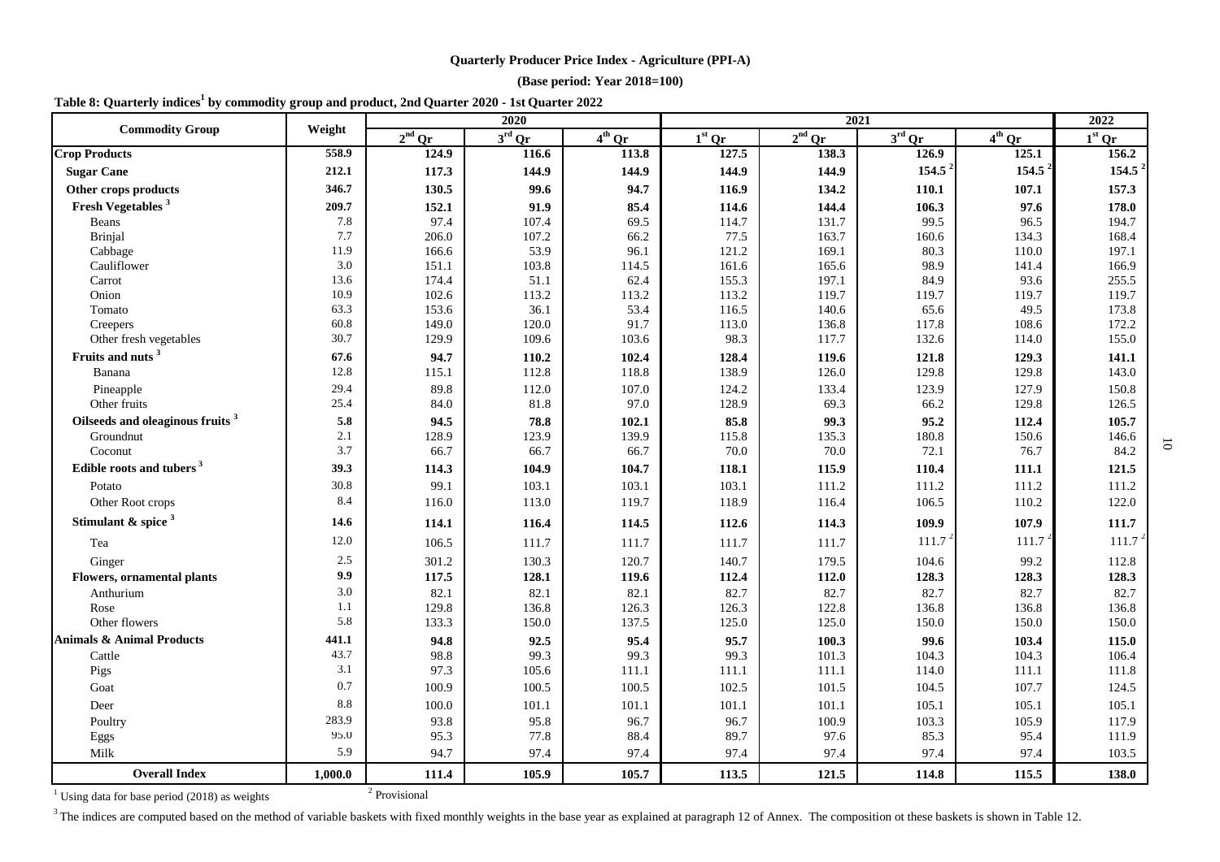**Quarterly Producer Price Index - Agriculture (PPI-A)**

**(Base period: Year 2018=100)**

**Table 8: Quarterly indices[1] by commodity group and product, 2nd Quarter 2020 - 1st Quarter 2022**

| Commodity Group | Weight | 2020 | | | 2021 | | | | 2022 |
|---|---|---|---|---|---|---|---|---|---|
| | | 2nd Qr | 3rd Qr | 4th Qr | 1st Qr | 2nd Qr | 3rd Qr | 4th Qr | 1st Qr |
| **Crop Products** | **558.9** | **124.9** | **116.6** | **113.8** | **127.5** | **138.3** | **126.9** | **125.1** | **156.2** |
| **Sugar Cane** | **212.1** | **117.3** | **144.9** | **144.9** | **144.9** | **144.9** | **154.5 [2]** | **154.5 [2]** | **154.5 [2]** |
| **Other crops products** | **346.7** | **130.5** | **99.6** | **94.7** | **116.9** | **134.2** | **110.1** | **107.1** | **157.3** |
| **Fresh Vegetables [3]** | **209.7** | **152.1** | **91.9** | **85.4** | **114.6** | **144.4** | **106.3** | **97.6** | **178.0** |
| Beans | 7.8 | 97.4 | 107.4 | 69.5 | 114.7 | 131.7 | 99.5 | 96.5 | 194.7 |
| Brinjal | 7.7 | 206.0 | 107.2 | 66.2 | 77.5 | 163.7 | 160.6 | 134.3 | 168.4 |
| Cabbage | 11.9 | 166.6 | 53.9 | 96.1 | 121.2 | 169.1 | 80.3 | 110.0 | 197.1 |
| Cauliflower | 3.0 | 151.1 | 103.8 | 114.5 | 161.6 | 165.6 | 98.9 | 141.4 | 166.9 |
| Carrot | 13.6 | 174.4 | 51.1 | 62.4 | 155.3 | 197.1 | 84.9 | 93.6 | 255.5 |
| Onion | 10.9 | 102.6 | 113.2 | 113.2 | 113.2 | 119.7 | 119.7 | 119.7 | 119.7 |
| Tomato | 63.3 | 153.6 | 36.1 | 53.4 | 116.5 | 140.6 | 65.6 | 49.5 | 173.8 |
| Creepers | 60.8 | 149.0 | 120.0 | 91.7 | 113.0 | 136.8 | 117.8 | 108.6 | 172.2 |
| Other fresh vegetables | 30.7 | 129.9 | 109.6 | 103.6 | 98.3 | 117.7 | 132.6 | 114.0 | 155.0 |
| **Fruits and nuts [3]** | **67.6** | **94.7** | **110.2** | **102.4** | **128.4** | **119.6** | **121.8** | **129.3** | **141.1** |
| Banana | 12.8 | 115.1 | 112.8 | 118.8 | 138.9 | 126.0 | 129.8 | 129.8 | 143.0 |
| Pineapple | 29.4 | 89.8 | 112.0 | 107.0 | 124.2 | 133.4 | 123.9 | 127.9 | 150.8 |
| Other fruits | 25.4 | 84.0 | 81.8 | 97.0 | 128.9 | 69.3 | 66.2 | 129.8 | 126.5 |
| **Oilseeds and oleaginous fruits [3]** | **5.8** | **94.5** | **78.8** | **102.1** | **85.8** | **99.3** | **95.2** | **112.4** | **105.7** |
| Groundnut | 2.1 | 128.9 | 123.9 | 139.9 | 115.8 | 135.3 | 180.8 | 150.6 | 146.6 |
| Coconut | 3.7 | 66.7 | 66.7 | 66.7 | 70.0 | 70.0 | 72.1 | 76.7 | 84.2 |
| **Edible roots and tubers [3]** | **39.3** | **114.3** | **104.9** | **104.7** | **118.1** | **115.9** | **110.4** | **111.1** | **121.5** |
| Potato | 30.8 | 99.1 | 103.1 | 103.1 | 103.1 | 111.2 | 111.2 | 111.2 | 111.2 |
| Other Root crops | 8.4 | 116.0 | 113.0 | 119.7 | 118.9 | 116.4 | 106.5 | 110.2 | 122.0 |
| **Stimulant & spice [3]** | **14.6** | **114.1** | **116.4** | **114.5** | **112.6** | **114.3** | **109.9** | **107.9** | **111.7** |
| Tea | 12.0 | 106.5 | 111.7 | 111.7 | 111.7 | 111.7 | 111.7 [2] | 111.7 [2] | 111.7 [2] |
| Ginger | 2.5 | 301.2 | 130.3 | 120.7 | 140.7 | 179.5 | 104.6 | 99.2 | 112.8 |
| **Flowers, ornamental plants** | **9.9** | **117.5** | **128.1** | **119.6** | **112.4** | **112.0** | **128.3** | **128.3** | **128.3** |
| Anthurium | 3.0 | 82.1 | 82.1 | 82.1 | 82.7 | 82.7 | 82.7 | 82.7 | 82.7 |
| Rose | 1.1 | 129.8 | 136.8 | 126.3 | 126.3 | 122.8 | 136.8 | 136.8 | 136.8 |
| Other flowers | 5.8 | 133.3 | 150.0 | 137.5 | 125.0 | 125.0 | 150.0 | 150.0 | 150.0 |
| **Animals & Animal Products** | **441.1** | **94.8** | **92.5** | **95.4** | **95.7** | **100.3** | **99.6** | **103.4** | **115.0** |
| Cattle | 43.7 | 98.8 | 99.3 | 99.3 | 99.3 | 101.3 | 104.3 | 104.3 | 106.4 |
| Pigs | 3.1 | 97.3 | 105.6 | 111.1 | 111.1 | 111.1 | 114.0 | 111.1 | 111.8 |
| Goat | 0.7 | 100.9 | 100.5 | 100.5 | 102.5 | 101.5 | 104.5 | 107.7 | 124.5 |
| Deer | 8.8 | 100.0 | 101.1 | 101.1 | 101.1 | 101.1 | 105.1 | 105.1 | 105.1 |
| Poultry | 283.9 | 93.8 | 95.8 | 96.7 | 96.7 | 100.9 | 103.3 | 105.9 | 117.9 |
| Eggs | 95.0 | 95.3 | 77.8 | 88.4 | 89.7 | 97.6 | 85.3 | 95.4 | 111.9 |
| Milk | 5.9 | 94.7 | 97.4 | 97.4 | 97.4 | 97.4 | 97.4 | 97.4 | 103.5 |
| **Overall Index** | **1,000.0** | **111.4** | **105.9** | **105.7** | **113.5** | **121.5** | **114.8** | **115.5** | **138.0** |

[1] Using data for base period (2018) as weights

[2] Provisional

[3] The indices are computed based on the method of variable baskets with fixed monthly weights in the base year as explained at paragraph 12 of Annex. The composition ot these baskets is shown in Table 12.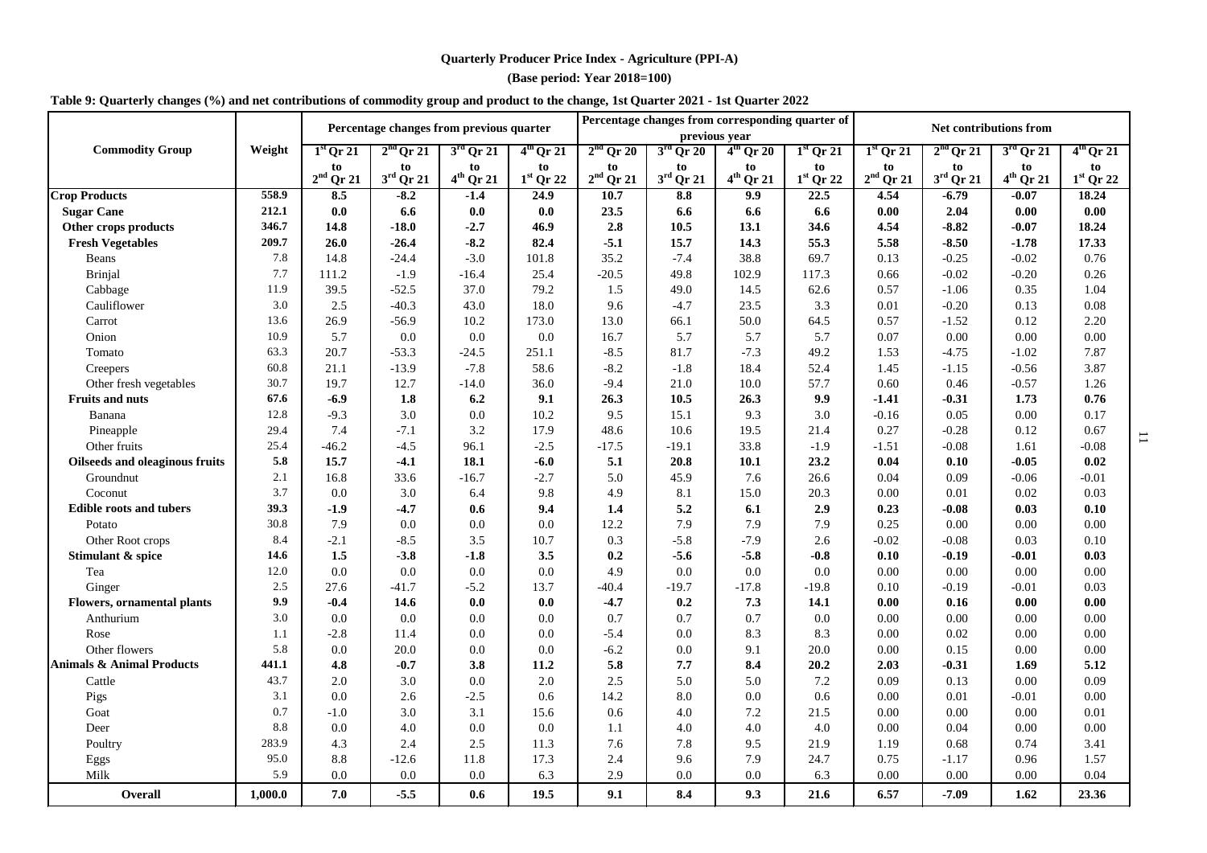**Quarterly Producer Price Index - Agriculture (PPI-A)**

**(Base period: Year 2018=100)**

**Table 9: Quarterly changes (%) and net contributions of commodity group and product to the change, 1st Quarter 2021 - 1st Quarter 2022**

| Commodity Group | Weight | Percentage changes from previous quarter | | | | Percentage changes from corresponding quarter of previous year | | | | Net contributions from | | | |
|---|---|---|---|---|---|---|---|---|---|---|---|---|---|
| | | 1st Qr 21 to 2nd Qr 21 | 2nd Qr 21 to 3rd Qr 21 | 3rd Qr 21 to 4th Qr 21 | 4th Qr 21 to 1st Qr 22 | 2nd Qr 20 to 2nd Qr 21 | 3rd Qr 20 to 3rd Qr 21 | 4th Qr 20 to 4th Qr 21 | 1st Qr 21 to 1st Qr 22 | 1st Qr 21 to 2nd Qr 21 | 2nd Qr 21 to 3rd Qr 21 | 3rd Qr 21 to 4th Qr 21 | 4th Qr 21 to 1st Qr 22 |
| **Crop Products** | **558.9** | **8.5** | **-8.2** | **-1.4** | **24.9** | **10.7** | **8.8** | **9.9** | **22.5** | **4.54** | **-6.79** | **-0.07** | **18.24** |
| **Sugar Cane** | **212.1** | **0.0** | **6.6** | **0.0** | **0.0** | **23.5** | **6.6** | **6.6** | **6.6** | **0.00** | **2.04** | **0.00** | **0.00** |
| **Other crops products** | **346.7** | **14.8** | **-18.0** | **-2.7** | **46.9** | **2.8** | **10.5** | **13.1** | **34.6** | **4.54** | **-8.82** | **-0.07** | **18.24** |
| **Fresh Vegetables** | **209.7** | **26.0** | **-26.4** | **-8.2** | **82.4** | **-5.1** | **15.7** | **14.3** | **55.3** | **5.58** | **-8.50** | **-1.78** | **17.33** |
| Beans | 7.8 | 14.8 | -24.4 | -3.0 | 101.8 | 35.2 | -7.4 | 38.8 | 69.7 | 0.13 | -0.25 | -0.02 | 0.76 |
| Brinjal | 7.7 | 111.2 | -1.9 | -16.4 | 25.4 | -20.5 | 49.8 | 102.9 | 117.3 | 0.66 | -0.02 | -0.20 | 0.26 |
| Cabbage | 11.9 | 39.5 | -52.5 | 37.0 | 79.2 | 1.5 | 49.0 | 14.5 | 62.6 | 0.57 | -1.06 | 0.35 | 1.04 |
| Cauliflower | 3.0 | 2.5 | -40.3 | 43.0 | 18.0 | 9.6 | -4.7 | 23.5 | 3.3 | 0.01 | -0.20 | 0.13 | 0.08 |
| Carrot | 13.6 | 26.9 | -56.9 | 10.2 | 173.0 | 13.0 | 66.1 | 50.0 | 64.5 | 0.57 | -1.52 | 0.12 | 2.20 |
| Onion | 10.9 | 5.7 | 0.0 | 0.0 | 0.0 | 16.7 | 5.7 | 5.7 | 5.7 | 0.07 | 0.00 | 0.00 | 0.00 |
| Tomato | 63.3 | 20.7 | -53.3 | -24.5 | 251.1 | -8.5 | 81.7 | -7.3 | 49.2 | 1.53 | -4.75 | -1.02 | 7.87 |
| Creepers | 60.8 | 21.1 | -13.9 | -7.8 | 58.6 | -8.2 | -1.8 | 18.4 | 52.4 | 1.45 | -1.15 | -0.56 | 3.87 |
| Other fresh vegetables | 30.7 | 19.7 | 12.7 | -14.0 | 36.0 | -9.4 | 21.0 | 10.0 | 57.7 | 0.60 | 0.46 | -0.57 | 1.26 |
| **Fruits and nuts** | **67.6** | **-6.9** | **1.8** | **6.2** | **9.1** | **26.3** | **10.5** | **26.3** | **9.9** | **-1.41** | **-0.31** | **1.73** | **0.76** |
| Banana | 12.8 | -9.3 | 3.0 | 0.0 | 10.2 | 9.5 | 15.1 | 9.3 | 3.0 | -0.16 | 0.05 | 0.00 | 0.17 |
| Pineapple | 29.4 | 7.4 | -7.1 | 3.2 | 17.9 | 48.6 | 10.6 | 19.5 | 21.4 | 0.27 | -0.28 | 0.12 | 0.67 |
| Other fruits | 25.4 | -46.2 | -4.5 | 96.1 | -2.5 | -17.5 | -19.1 | 33.8 | -1.9 | -1.51 | -0.08 | 1.61 | -0.08 |
| **Oilseeds and oleaginous fruits** | **5.8** | **15.7** | **-4.1** | **18.1** | **-6.0** | **5.1** | **20.8** | **10.1** | **23.2** | **0.04** | **0.10** | **-0.05** | **0.02** |
| Groundnut | 2.1 | 16.8 | 33.6 | -16.7 | -2.7 | 5.0 | 45.9 | 7.6 | 26.6 | 0.04 | 0.09 | -0.06 | -0.01 |
| Coconut | 3.7 | 0.0 | 3.0 | 6.4 | 9.8 | 4.9 | 8.1 | 15.0 | 20.3 | 0.00 | 0.01 | 0.02 | 0.03 |
| **Edible roots and tubers** | **39.3** | **-1.9** | **-4.7** | **0.6** | **9.4** | **1.4** | **5.2** | **6.1** | **2.9** | **0.23** | **-0.08** | **0.03** | **0.10** |
| Potato | 30.8 | 0.0 | 0.0 | 0.0 | 0.0 | 12.2 | 7.9 | 7.9 | 7.9 | 0.25 | 0.00 | 0.00 | 0.00 |
| Other Root crops | 8.4 | -2.1 | -8.5 | 3.5 | 10.7 | 0.3 | -5.8 | -7.9 | 2.6 | -0.02 | -0.08 | 0.03 | 0.10 |
| **Stimulant & spice** | **14.6** | **1.5** | **-3.8** | **-1.8** | **3.5** | **0.2** | **-5.6** | **-5.8** | **-0.8** | **0.10** | **-0.19** | **-0.01** | **0.03** |
| Tea | 12.0 | 0.0 | 0.0 | 0.0 | 0.0 | 4.9 | 0.0 | 0.0 | 0.0 | 0.00 | 0.00 | 0.00 | 0.00 |
| Ginger | 2.5 | 27.6 | -41.7 | -5.2 | 13.7 | -40.4 | -19.7 | -17.8 | -19.8 | 0.10 | -0.19 | -0.01 | 0.03 |
| **Flowers, ornamental plants** | **9.9** | **-0.4** | **14.6** | **0.0** | **0.0** | **-4.7** | **0.2** | **7.3** | **14.1** | **0.00** | **0.16** | **0.00** | **0.00** |
| Anthurium | 3.0 | 0.0 | 0.0 | 0.0 | 0.0 | 0.7 | 0.7 | 0.7 | 0.0 | 0.00 | 0.00 | 0.00 | 0.00 |
| Rose | 1.1 | -2.8 | 11.4 | 0.0 | 0.0 | -5.4 | 0.0 | 8.3 | 8.3 | 0.00 | 0.02 | 0.00 | 0.00 |
| Other flowers | 5.8 | 0.0 | 20.0 | 0.0 | 0.0 | -6.2 | 0.0 | 9.1 | 20.0 | 0.00 | 0.15 | 0.00 | 0.00 |
| **Animals & Animal Products** | **441.1** | **4.8** | **-0.7** | **3.8** | **11.2** | **5.8** | **7.7** | **8.4** | **20.2** | **2.03** | **-0.31** | **1.69** | **5.12** |
| Cattle | 43.7 | 2.0 | 3.0 | 0.0 | 2.0 | 2.5 | 5.0 | 5.0 | 7.2 | 0.09 | 0.13 | 0.00 | 0.09 |
| Pigs | 3.1 | 0.0 | 2.6 | -2.5 | 0.6 | 14.2 | 8.0 | 0.0 | 0.6 | 0.00 | 0.01 | -0.01 | 0.00 |
| Goat | 0.7 | -1.0 | 3.0 | 3.1 | 15.6 | 0.6 | 4.0 | 7.2 | 21.5 | 0.00 | 0.00 | 0.00 | 0.01 |
| Deer | 8.8 | 0.0 | 4.0 | 0.0 | 0.0 | 1.1 | 4.0 | 4.0 | 4.0 | 0.00 | 0.04 | 0.00 | 0.00 |
| Poultry | 283.9 | 4.3 | 2.4 | 2.5 | 11.3 | 7.6 | 7.8 | 9.5 | 21.9 | 1.19 | 0.68 | 0.74 | 3.41 |
| Eggs | 95.0 | 8.8 | -12.6 | 11.8 | 17.3 | 2.4 | 9.6 | 7.9 | 24.7 | 0.75 | -1.17 | 0.96 | 1.57 |
| Milk | 5.9 | 0.0 | 0.0 | 0.0 | 6.3 | 2.9 | 0.0 | 0.0 | 6.3 | 0.00 | 0.00 | 0.00 | 0.04 |
| **Overall** | **1,000.0** | **7.0** | **-5.5** | **0.6** | **19.5** | **9.1** | **8.4** | **9.3** | **21.6** | **6.57** | **-7.09** | **1.62** | **23.36** |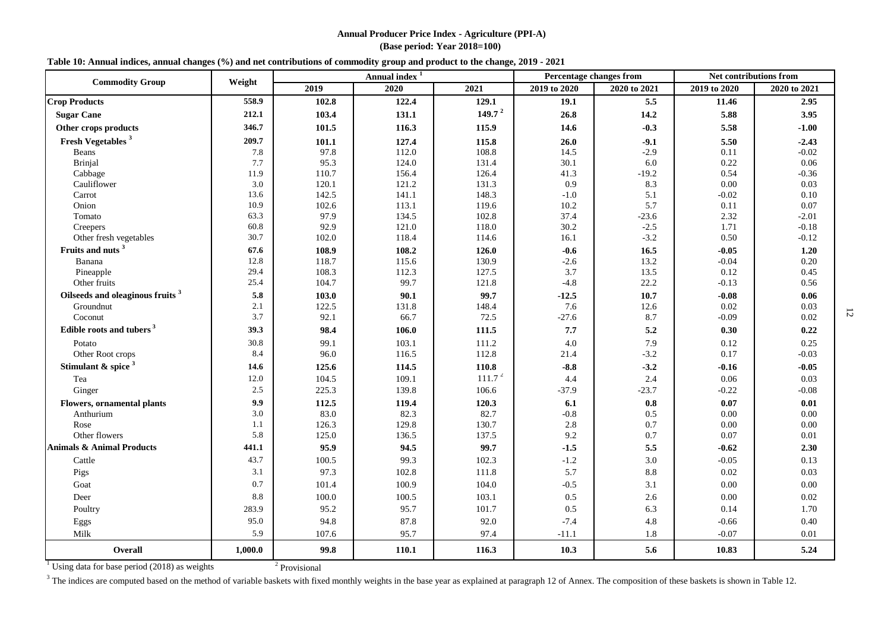**Annual Producer Price Index - Agriculture (PPI-A)**
**(Base period: Year 2018=100)**

**Table 10: Annual indices, annual changes (%) and net contributions of commodity group and product to the change, 2019 - 2021**

| Commodity Group | Weight | Annual index [1] | | | Percentage changes from | | Net contributions from | |
|---|---|---|---|---|---|---|---|---|
| | | 2019 | 2020 | 2021 | 2019 to 2020 | 2020 to 2021 | 2019 to 2020 | 2020 to 2021 |
| **Crop Products** | **558.9** | **102.8** | **122.4** | **129.1** | **19.1** | **5.5** | **11.46** | **2.95** |
| **Sugar Cane** | **212.1** | **103.4** | **131.1** | **149.7 [2]** | **26.8** | **14.2** | **5.88** | **3.95** |
| **Other crops products** | **346.7** | **101.5** | **116.3** | **115.9** | **14.6** | **-0.3** | **5.58** | **-1.00** |
| **Fresh Vegetables [3]** | **209.7** | **101.1** | **127.4** | **115.8** | **26.0** | **-9.1** | **5.50** | **-2.43** |
| Beans | 7.8 | 97.8 | 112.0 | 108.8 | 14.5 | -2.9 | 0.11 | -0.02 |
| Brinjal | 7.7 | 95.3 | 124.0 | 131.4 | 30.1 | 6.0 | 0.22 | 0.06 |
| Cabbage | 11.9 | 110.7 | 156.4 | 126.4 | 41.3 | -19.2 | 0.54 | -0.36 |
| Cauliflower | 3.0 | 120.1 | 121.2 | 131.3 | 0.9 | 8.3 | 0.00 | 0.03 |
| Carrot | 13.6 | 142.5 | 141.1 | 148.3 | -1.0 | 5.1 | -0.02 | 0.10 |
| Onion | 10.9 | 102.6 | 113.1 | 119.6 | 10.2 | 5.7 | 0.11 | 0.07 |
| Tomato | 63.3 | 97.9 | 134.5 | 102.8 | 37.4 | -23.6 | 2.32 | -2.01 |
| Creepers | 60.8 | 92.9 | 121.0 | 118.0 | 30.2 | -2.5 | 1.71 | -0.18 |
| Other fresh vegetables | 30.7 | 102.0 | 118.4 | 114.6 | 16.1 | -3.2 | 0.50 | -0.12 |
| **Fruits and nuts [3]** | **67.6** | **108.9** | **108.2** | **126.0** | **-0.6** | **16.5** | **-0.05** | **1.20** |
| Banana | 12.8 | 118.7 | 115.6 | 130.9 | -2.6 | 13.2 | -0.04 | 0.20 |
| Pineapple | 29.4 | 108.3 | 112.3 | 127.5 | 3.7 | 13.5 | 0.12 | 0.45 |
| Other fruits | 25.4 | 104.7 | 99.7 | 121.8 | -4.8 | 22.2 | -0.13 | 0.56 |
| **Oilseeds and oleaginous fruits [3]** | **5.8** | **103.0** | **90.1** | **99.7** | **-12.5** | **10.7** | **-0.08** | **0.06** |
| Groundnut | 2.1 | 122.5 | 131.8 | 148.4 | 7.6 | 12.6 | 0.02 | 0.03 |
| Coconut | 3.7 | 92.1 | 66.7 | 72.5 | -27.6 | 8.7 | -0.09 | 0.02 |
| **Edible roots and tubers [3]** | **39.3** | **98.4** | **106.0** | **111.5** | **7.7** | **5.2** | **0.30** | **0.22** |
| Potato | 30.8 | 99.1 | 103.1 | 111.2 | 4.0 | 7.9 | 0.12 | 0.25 |
| Other Root crops | 8.4 | 96.0 | 116.5 | 112.8 | 21.4 | -3.2 | 0.17 | -0.03 |
| **Stimulant & spice [3]** | **14.6** | **125.6** | **114.5** | **110.8** | **-8.8** | **-3.2** | **-0.16** | **-0.05** |
| Tea | 12.0 | 104.5 | 109.1 | 111.7 [2] | 4.4 | 2.4 | 0.06 | 0.03 |
| Ginger | 2.5 | 225.3 | 139.8 | 106.6 | -37.9 | -23.7 | -0.22 | -0.08 |
| **Flowers, ornamental plants** | **9.9** | **112.5** | **119.4** | **120.3** | **6.1** | **0.8** | **0.07** | **0.01** |
| Anthurium | 3.0 | 83.0 | 82.3 | 82.7 | -0.8 | 0.5 | 0.00 | 0.00 |
| Rose | 1.1 | 126.3 | 129.8 | 130.7 | 2.8 | 0.7 | 0.00 | 0.00 |
| Other flowers | 5.8 | 125.0 | 136.5 | 137.5 | 9.2 | 0.7 | 0.07 | 0.01 |
| **Animals & Animal Products** | **441.1** | **95.9** | **94.5** | **99.7** | **-1.5** | **5.5** | **-0.62** | **2.30** |
| Cattle | 43.7 | 100.5 | 99.3 | 102.3 | -1.2 | 3.0 | -0.05 | 0.13 |
| Pigs | 3.1 | 97.3 | 102.8 | 111.8 | 5.7 | 8.8 | 0.02 | 0.03 |
| Goat | 0.7 | 101.4 | 100.9 | 104.0 | -0.5 | 3.1 | 0.00 | 0.00 |
| Deer | 8.8 | 100.0 | 100.5 | 103.1 | 0.5 | 2.6 | 0.00 | 0.02 |
| Poultry | 283.9 | 95.2 | 95.7 | 101.7 | 0.5 | 6.3 | 0.14 | 1.70 |
| Eggs | 95.0 | 94.8 | 87.8 | 92.0 | -7.4 | 4.8 | -0.66 | 0.40 |
| Milk | 5.9 | 107.6 | 95.7 | 97.4 | -11.1 | 1.8 | -0.07 | 0.01 |
| **Overall** | **1,000.0** | **99.8** | **110.1** | **116.3** | **10.3** | **5.6** | **10.83** | **5.24** |

[1] Using data for base period (2018) as weights [2] Provisional

[3] The indices are computed based on the method of variable baskets with fixed monthly weights in the base year as explained at paragraph 12 of Annex. The composition of these baskets is shown in Table 12.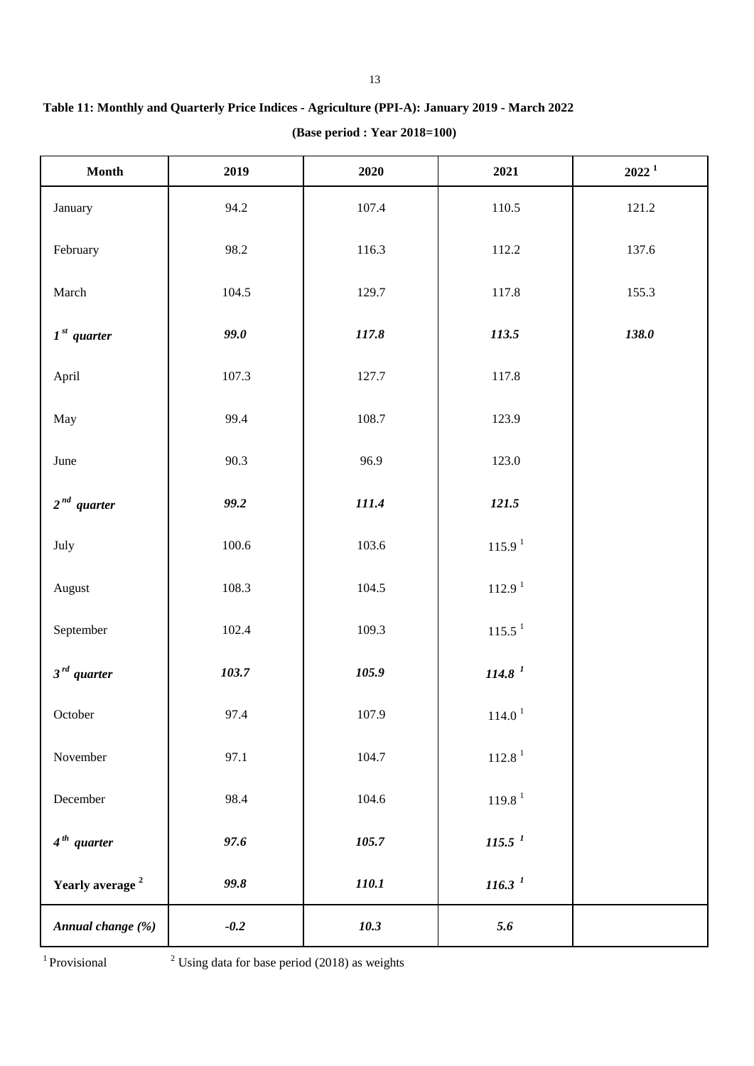**Table 11: Monthly and Quarterly Price Indices - Agriculture (PPI-A): January 2019 - March 2022**

**(Base period : Year 2018=100)**

| Month | 2019 | 2020 | 2021 | 2022 [1] |
|---|---|---|---|---|
| January | 94.2 | 107.4 | 110.5 | 121.2 |
| February | 98.2 | 116.3 | 112.2 | 137.6 |
| March | 104.5 | 129.7 | 117.8 | 155.3 |
| ***1st quarter*** | ***99.0*** | ***117.8*** | ***113.5*** | ***138.0*** |
| April | 107.3 | 127.7 | 117.8 | |
| May | 99.4 | 108.7 | 123.9 | |
| June | 90.3 | 96.9 | 123.0 | |
| ***2nd quarter*** | ***99.2*** | ***111.4*** | ***121.5*** | |
| July | 100.6 | 103.6 | 115.9 [1] | |
| August | 108.3 | 104.5 | 112.9 [1] | |
| September | 102.4 | 109.3 | 115.5 [1] | |
| ***3rd quarter*** | ***103.7*** | ***105.9*** | ***114.8 [1]*** | |
| October | 97.4 | 107.9 | 114.0 [1] | |
| November | 97.1 | 104.7 | 112.8 [1] | |
| December | 98.4 | 104.6 | 119.8 [1] | |
| ***4th quarter*** | ***97.6*** | ***105.7*** | ***115.5 [1]*** | |
| **Yearly average [2]** | ***99.8*** | ***110.1*** | ***116.3 [1]*** | |
| ***Annual change (%)*** | ***-0.2*** | ***10.3*** | ***5.6*** | |

[1] Provisional [2] Using data for base period (2018) as weights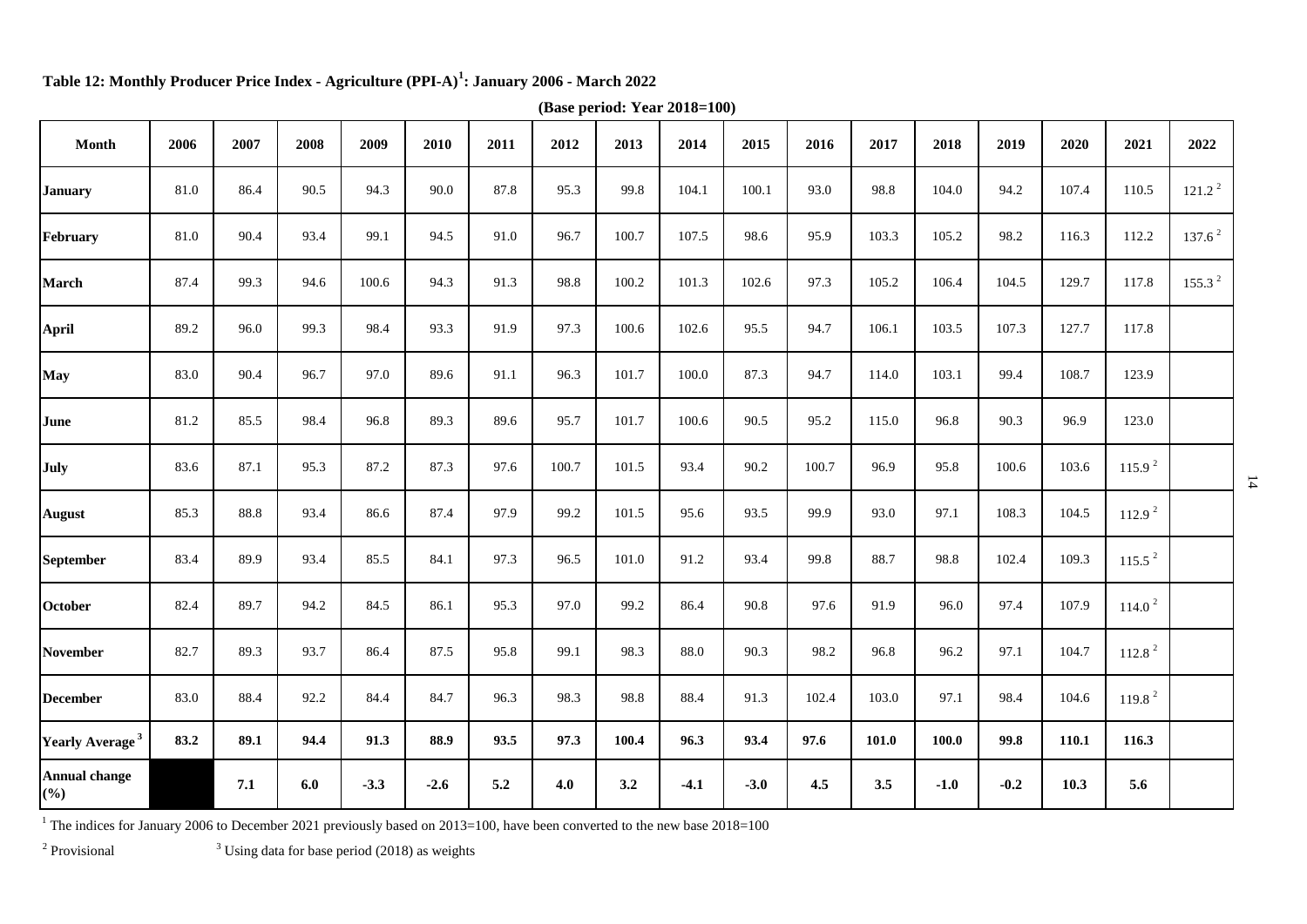**Table 12: Monthly Producer Price Index - Agriculture (PPI-A)[1]: January 2006 - March 2022**

**(Base period: Year 2018=100)**

| Month | 2006 | 2007 | 2008 | 2009 | 2010 | 2011 | 2012 | 2013 | 2014 | 2015 | 2016 | 2017 | 2018 | 2019 | 2020 | 2021 | 2022 |
|---|---|---|---|---|---|---|---|---|---|---|---|---|---|---|---|---|---|
| **January** | 81.0 | 86.4 | 90.5 | 94.3 | 90.0 | 87.8 | 95.3 | 99.8 | 104.1 | 100.1 | 93.0 | 98.8 | 104.0 | 94.2 | 107.4 | 110.5 | 121.2 [2] |
| **February** | 81.0 | 90.4 | 93.4 | 99.1 | 94.5 | 91.0 | 96.7 | 100.7 | 107.5 | 98.6 | 95.9 | 103.3 | 105.2 | 98.2 | 116.3 | 112.2 | 137.6 [2] |
| **March** | 87.4 | 99.3 | 94.6 | 100.6 | 94.3 | 91.3 | 98.8 | 100.2 | 101.3 | 102.6 | 97.3 | 105.2 | 106.4 | 104.5 | 129.7 | 117.8 | 155.3 [2] |
| **April** | 89.2 | 96.0 | 99.3 | 98.4 | 93.3 | 91.9 | 97.3 | 100.6 | 102.6 | 95.5 | 94.7 | 106.1 | 103.5 | 107.3 | 127.7 | 117.8 | |
| **May** | 83.0 | 90.4 | 96.7 | 97.0 | 89.6 | 91.1 | 96.3 | 101.7 | 100.0 | 87.3 | 94.7 | 114.0 | 103.1 | 99.4 | 108.7 | 123.9 | |
| **June** | 81.2 | 85.5 | 98.4 | 96.8 | 89.3 | 89.6 | 95.7 | 101.7 | 100.6 | 90.5 | 95.2 | 115.0 | 96.8 | 90.3 | 96.9 | 123.0 | |
| **July** | 83.6 | 87.1 | 95.3 | 87.2 | 87.3 | 97.6 | 100.7 | 101.5 | 93.4 | 90.2 | 100.7 | 96.9 | 95.8 | 100.6 | 103.6 | 115.9 [2] | |
| **August** | 85.3 | 88.8 | 93.4 | 86.6 | 87.4 | 97.9 | 99.2 | 101.5 | 95.6 | 93.5 | 99.9 | 93.0 | 97.1 | 108.3 | 104.5 | 112.9 [2] | |
| **September** | 83.4 | 89.9 | 93.4 | 85.5 | 84.1 | 97.3 | 96.5 | 101.0 | 91.2 | 93.4 | 99.8 | 88.7 | 98.8 | 102.4 | 109.3 | 115.5 [2] | |
| **October** | 82.4 | 89.7 | 94.2 | 84.5 | 86.1 | 95.3 | 97.0 | 99.2 | 86.4 | 90.8 | 97.6 | 91.9 | 96.0 | 97.4 | 107.9 | 114.0 [2] | |
| **November** | 82.7 | 89.3 | 93.7 | 86.4 | 87.5 | 95.8 | 99.1 | 98.3 | 88.0 | 90.3 | 98.2 | 96.8 | 96.2 | 97.1 | 104.7 | 112.8 [2] | |
| **December** | 83.0 | 88.4 | 92.2 | 84.4 | 84.7 | 96.3 | 98.3 | 98.8 | 88.4 | 91.3 | 102.4 | 103.0 | 97.1 | 98.4 | 104.6 | 119.8 [2] | |
| **Yearly Average [3]** | **83.2** | **89.1** | **94.4** | **91.3** | **88.9** | **93.5** | **97.3** | **100.4** | **96.3** | **93.4** | **97.6** | **101.0** | **100.0** | **99.8** | **110.1** | **116.3** | |
| **Annual change (%)** | | **7.1** | **6.0** | **-3.3** | **-2.6** | **5.2** | **4.0** | **3.2** | **-4.1** | **-3.0** | **4.5** | **3.5** | **-1.0** | **-0.2** | **10.3** | **5.6** | |

[1] The indices for January 2006 to December 2021 previously based on 2013=100, have been converted to the new base 2018=100

[2] Provisional

[3] Using data for base period (2018) as weights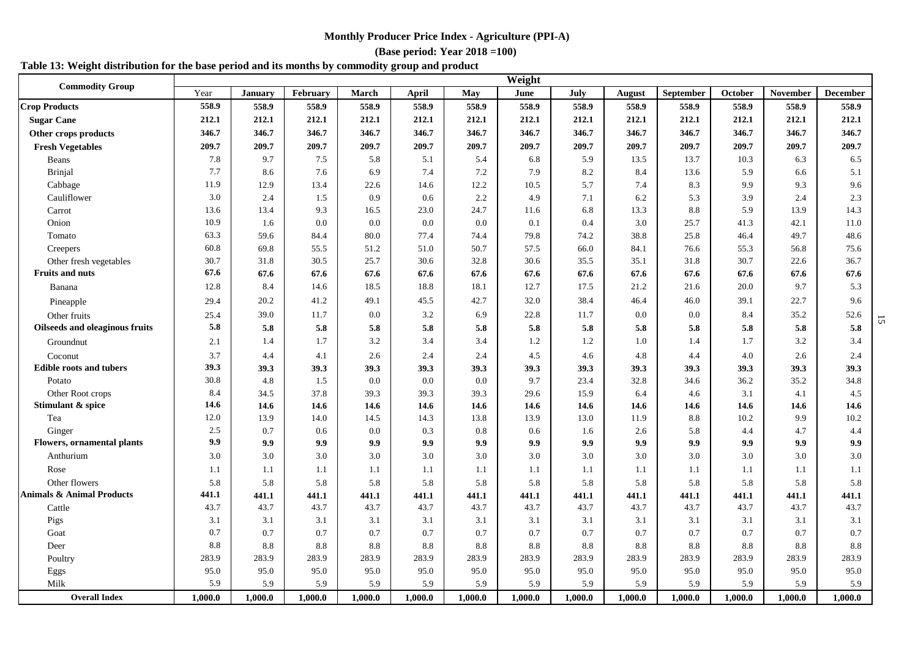**Monthly Producer Price Index - Agriculture (PPI-A)**

**(Base period: Year 2018 =100)**

**Table 13: Weight distribution for the base period and its months by commodity group and product**

| Commodity Group | Weight | | | | | | | | | | | | |
|---|---|---|---|---|---|---|---|---|---|---|---|---|---|
| | Year | January | February | March | April | May | June | July | August | September | October | November | December |
| **Crop Products** | **558.9** | **558.9** | **558.9** | **558.9** | **558.9** | **558.9** | **558.9** | **558.9** | **558.9** | **558.9** | **558.9** | **558.9** | **558.9** |
| **Sugar Cane** | **212.1** | **212.1** | **212.1** | **212.1** | **212.1** | **212.1** | **212.1** | **212.1** | **212.1** | **212.1** | **212.1** | **212.1** | **212.1** |
| **Other crops products** | **346.7** | **346.7** | **346.7** | **346.7** | **346.7** | **346.7** | **346.7** | **346.7** | **346.7** | **346.7** | **346.7** | **346.7** | **346.7** |
| **Fresh Vegetables** | **209.7** | **209.7** | **209.7** | **209.7** | **209.7** | **209.7** | **209.7** | **209.7** | **209.7** | **209.7** | **209.7** | **209.7** | **209.7** |
| Beans | 7.8 | 9.7 | 7.5 | 5.8 | 5.1 | 5.4 | 6.8 | 5.9 | 13.5 | 13.7 | 10.3 | 6.3 | 6.5 |
| Brinjal | 7.7 | 8.6 | 7.6 | 6.9 | 7.4 | 7.2 | 7.9 | 8.2 | 8.4 | 13.6 | 5.9 | 6.6 | 5.1 |
| Cabbage | 11.9 | 12.9 | 13.4 | 22.6 | 14.6 | 12.2 | 10.5 | 5.7 | 7.4 | 8.3 | 9.9 | 9.3 | 9.6 |
| Cauliflower | 3.0 | 2.4 | 1.5 | 0.9 | 0.6 | 2.2 | 4.9 | 7.1 | 6.2 | 5.3 | 3.9 | 2.4 | 2.3 |
| Carrot | 13.6 | 13.4 | 9.3 | 16.5 | 23.0 | 24.7 | 11.6 | 6.8 | 13.3 | 8.8 | 5.9 | 13.9 | 14.3 |
| Onion | 10.9 | 1.6 | 0.0 | 0.0 | 0.0 | 0.0 | 0.1 | 0.4 | 3.0 | 25.7 | 41.3 | 42.1 | 11.0 |
| Tomato | 63.3 | 59.6 | 84.4 | 80.0 | 77.4 | 74.4 | 79.8 | 74.2 | 38.8 | 25.8 | 46.4 | 49.7 | 48.6 |
| Creepers | 60.8 | 69.8 | 55.5 | 51.2 | 51.0 | 50.7 | 57.5 | 66.0 | 84.1 | 76.6 | 55.3 | 56.8 | 75.6 |
| Other fresh vegetables | 30.7 | 31.8 | 30.5 | 25.7 | 30.6 | 32.8 | 30.6 | 35.5 | 35.1 | 31.8 | 30.7 | 22.6 | 36.7 |
| **Fruits and nuts** | **67.6** | **67.6** | **67.6** | **67.6** | **67.6** | **67.6** | **67.6** | **67.6** | **67.6** | **67.6** | **67.6** | **67.6** | **67.6** |
| Banana | 12.8 | 8.4 | 14.6 | 18.5 | 18.8 | 18.1 | 12.7 | 17.5 | 21.2 | 21.6 | 20.0 | 9.7 | 5.3 |
| Pineapple | 29.4 | 20.2 | 41.2 | 49.1 | 45.5 | 42.7 | 32.0 | 38.4 | 46.4 | 46.0 | 39.1 | 22.7 | 9.6 |
| Other fruits | 25.4 | 39.0 | 11.7 | 0.0 | 3.2 | 6.9 | 22.8 | 11.7 | 0.0 | 0.0 | 8.4 | 35.2 | 52.6 |
| **Oilseeds and oleaginous fruits** | **5.8** | **5.8** | **5.8** | **5.8** | **5.8** | **5.8** | **5.8** | **5.8** | **5.8** | **5.8** | **5.8** | **5.8** | **5.8** |
| Groundnut | 2.1 | 1.4 | 1.7 | 3.2 | 3.4 | 3.4 | 1.2 | 1.2 | 1.0 | 1.4 | 1.7 | 3.2 | 3.4 |
| Coconut | 3.7 | 4.4 | 4.1 | 2.6 | 2.4 | 2.4 | 4.5 | 4.6 | 4.8 | 4.4 | 4.0 | 2.6 | 2.4 |
| **Edible roots and tubers** | **39.3** | **39.3** | **39.3** | **39.3** | **39.3** | **39.3** | **39.3** | **39.3** | **39.3** | **39.3** | **39.3** | **39.3** | **39.3** |
| Potato | 30.8 | 4.8 | 1.5 | 0.0 | 0.0 | 0.0 | 9.7 | 23.4 | 32.8 | 34.6 | 36.2 | 35.2 | 34.8 |
| Other Root crops | 8.4 | 34.5 | 37.8 | 39.3 | 39.3 | 39.3 | 29.6 | 15.9 | 6.4 | 4.6 | 3.1 | 4.1 | 4.5 |
| **Stimulant & spice** | **14.6** | **14.6** | **14.6** | **14.6** | **14.6** | **14.6** | **14.6** | **14.6** | **14.6** | **14.6** | **14.6** | **14.6** | **14.6** |
| Tea | 12.0 | 13.9 | 14.0 | 14.5 | 14.3 | 13.8 | 13.9 | 13.0 | 11.9 | 8.8 | 10.2 | 9.9 | 10.2 |
| Ginger | 2.5 | 0.7 | 0.6 | 0.0 | 0.3 | 0.8 | 0.6 | 1.6 | 2.6 | 5.8 | 4.4 | 4.7 | 4.4 |
| **Flowers, ornamental plants** | **9.9** | **9.9** | **9.9** | **9.9** | **9.9** | **9.9** | **9.9** | **9.9** | **9.9** | **9.9** | **9.9** | **9.9** | **9.9** |
| Anthurium | 3.0 | 3.0 | 3.0 | 3.0 | 3.0 | 3.0 | 3.0 | 3.0 | 3.0 | 3.0 | 3.0 | 3.0 | 3.0 |
| Rose | 1.1 | 1.1 | 1.1 | 1.1 | 1.1 | 1.1 | 1.1 | 1.1 | 1.1 | 1.1 | 1.1 | 1.1 | 1.1 |
| Other flowers | 5.8 | 5.8 | 5.8 | 5.8 | 5.8 | 5.8 | 5.8 | 5.8 | 5.8 | 5.8 | 5.8 | 5.8 | 5.8 |
| **Animals & Animal Products** | **441.1** | **441.1** | **441.1** | **441.1** | **441.1** | **441.1** | **441.1** | **441.1** | **441.1** | **441.1** | **441.1** | **441.1** | **441.1** |
| Cattle | 43.7 | 43.7 | 43.7 | 43.7 | 43.7 | 43.7 | 43.7 | 43.7 | 43.7 | 43.7 | 43.7 | 43.7 | 43.7 |
| Pigs | 3.1 | 3.1 | 3.1 | 3.1 | 3.1 | 3.1 | 3.1 | 3.1 | 3.1 | 3.1 | 3.1 | 3.1 | 3.1 |
| Goat | 0.7 | 0.7 | 0.7 | 0.7 | 0.7 | 0.7 | 0.7 | 0.7 | 0.7 | 0.7 | 0.7 | 0.7 | 0.7 |
| Deer | 8.8 | 8.8 | 8.8 | 8.8 | 8.8 | 8.8 | 8.8 | 8.8 | 8.8 | 8.8 | 8.8 | 8.8 | 8.8 |
| Poultry | 283.9 | 283.9 | 283.9 | 283.9 | 283.9 | 283.9 | 283.9 | 283.9 | 283.9 | 283.9 | 283.9 | 283.9 | 283.9 |
| Eggs | 95.0 | 95.0 | 95.0 | 95.0 | 95.0 | 95.0 | 95.0 | 95.0 | 95.0 | 95.0 | 95.0 | 95.0 | 95.0 |
| Milk | 5.9 | 5.9 | 5.9 | 5.9 | 5.9 | 5.9 | 5.9 | 5.9 | 5.9 | 5.9 | 5.9 | 5.9 | 5.9 |
| **Overall Index** | **1,000.0** | **1,000.0** | **1,000.0** | **1,000.0** | **1,000.0** | **1,000.0** | **1,000.0** | **1,000.0** | **1,000.0** | **1,000.0** | **1,000.0** | **1,000.0** | **1,000.0** |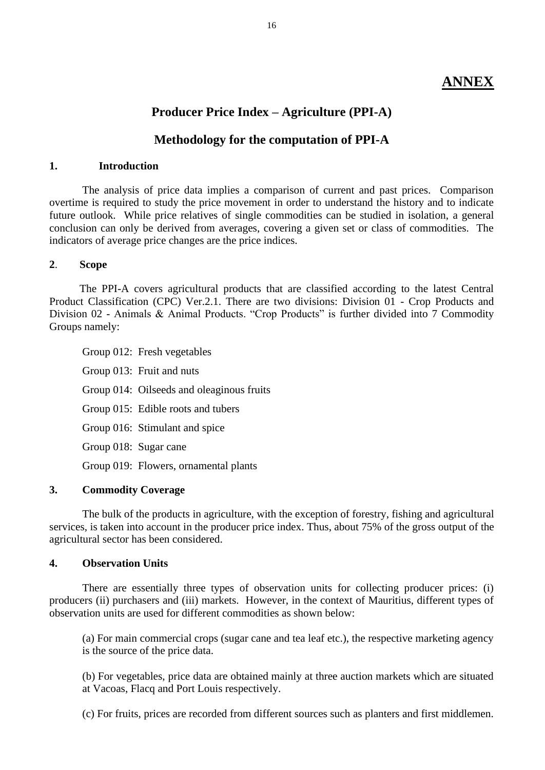# ANNEX

## Producer Price Index – Agriculture (PPI-A)

## Methodology for the computation of PPI-A

### 1. Introduction

The analysis of price data implies a comparison of current and past prices. Comparison overtime is required to study the price movement in order to understand the history and to indicate future outlook. While price relatives of single commodities can be studied in isolation, a general conclusion can only be derived from averages, covering a given set or class of commodities. The indicators of average price changes are the price indices.

### 2. Scope

The PPI-A covers agricultural products that are classified according to the latest Central Product Classification (CPC) Ver.2.1. There are two divisions: Division 01 - Crop Products and Division 02 - Animals & Animal Products. "Crop Products" is further divided into 7 Commodity Groups namely:

Group 012: Fresh vegetables

Group 013: Fruit and nuts

Group 014: Oilseeds and oleaginous fruits

Group 015: Edible roots and tubers

Group 016: Stimulant and spice

Group 018: Sugar cane

Group 019: Flowers, ornamental plants

### 3. Commodity Coverage

The bulk of the products in agriculture, with the exception of forestry, fishing and agricultural services, is taken into account in the producer price index. Thus, about 75% of the gross output of the agricultural sector has been considered.

### 4. Observation Units

There are essentially three types of observation units for collecting producer prices: (i) producers (ii) purchasers and (iii) markets. However, in the context of Mauritius, different types of observation units are used for different commodities as shown below:

(a) For main commercial crops (sugar cane and tea leaf etc.), the respective marketing agency is the source of the price data.

(b) For vegetables, price data are obtained mainly at three auction markets which are situated at Vacoas, Flacq and Port Louis respectively.

(c) For fruits, prices are recorded from different sources such as planters and first middlemen.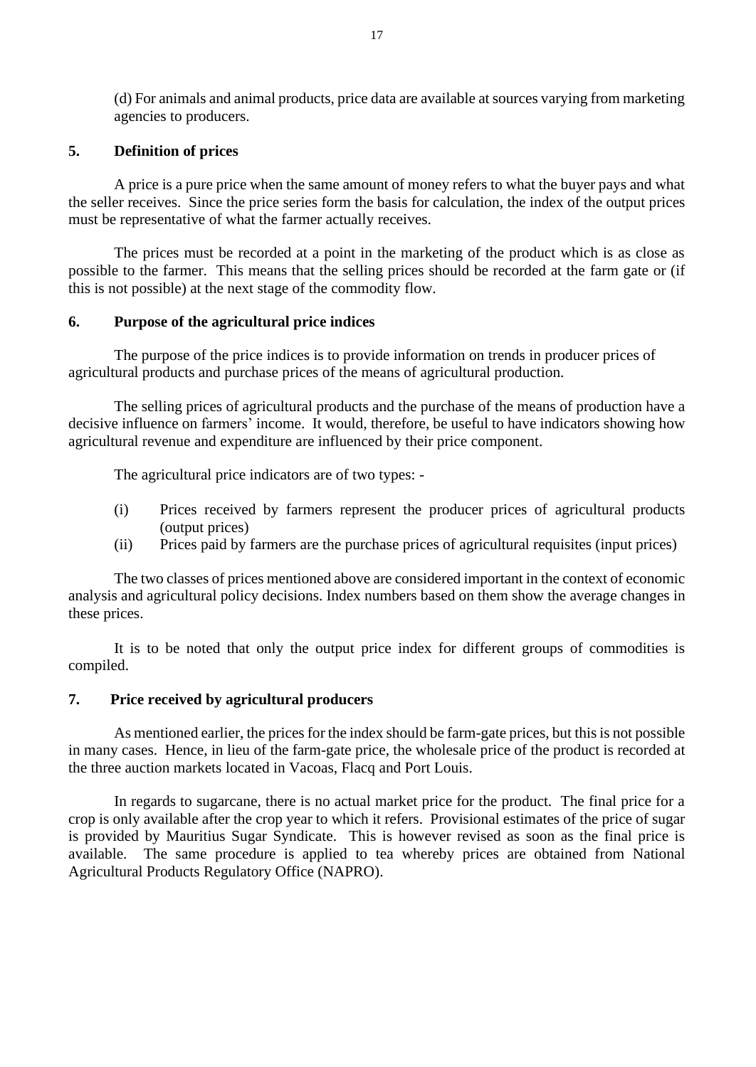(d) For animals and animal products, price data are available at sources varying from marketing agencies to producers.

## 5. Definition of prices

A price is a pure price when the same amount of money refers to what the buyer pays and what the seller receives. Since the price series form the basis for calculation, the index of the output prices must be representative of what the farmer actually receives.

The prices must be recorded at a point in the marketing of the product which is as close as possible to the farmer. This means that the selling prices should be recorded at the farm gate or (if this is not possible) at the next stage of the commodity flow.

## 6. Purpose of the agricultural price indices

The purpose of the price indices is to provide information on trends in producer prices of agricultural products and purchase prices of the means of agricultural production.

The selling prices of agricultural products and the purchase of the means of production have a decisive influence on farmers' income. It would, therefore, be useful to have indicators showing how agricultural revenue and expenditure are influenced by their price component.

The agricultural price indicators are of two types: -

(i) Prices received by farmers represent the producer prices of agricultural products (output prices)

(ii) Prices paid by farmers are the purchase prices of agricultural requisites (input prices)

The two classes of prices mentioned above are considered important in the context of economic analysis and agricultural policy decisions. Index numbers based on them show the average changes in these prices.

It is to be noted that only the output price index for different groups of commodities is compiled.

## 7. Price received by agricultural producers

As mentioned earlier, the prices for the index should be farm-gate prices, but this is not possible in many cases. Hence, in lieu of the farm-gate price, the wholesale price of the product is recorded at the three auction markets located in Vacoas, Flacq and Port Louis.

In regards to sugarcane, there is no actual market price for the product. The final price for a crop is only available after the crop year to which it refers. Provisional estimates of the price of sugar is provided by Mauritius Sugar Syndicate. This is however revised as soon as the final price is available. The same procedure is applied to tea whereby prices are obtained from National Agricultural Products Regulatory Office (NAPRO).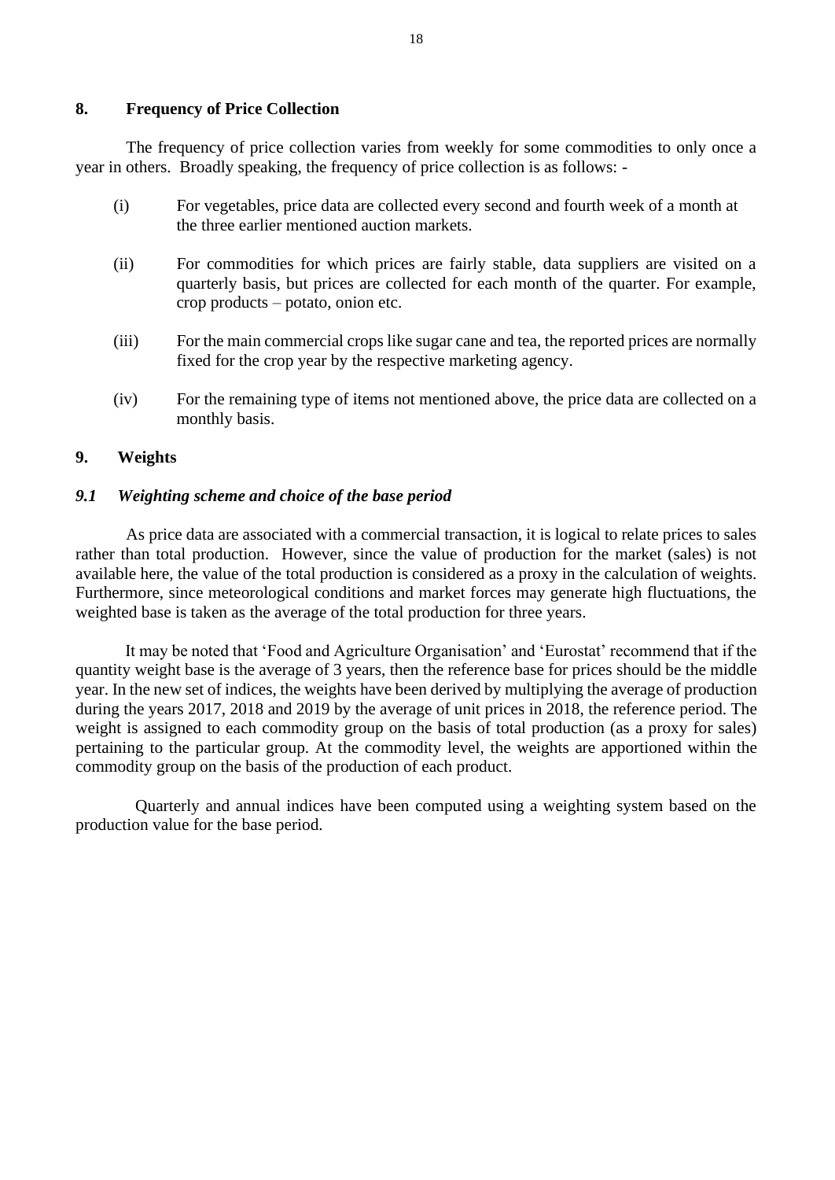## 8. Frequency of Price Collection

The frequency of price collection varies from weekly for some commodities to only once a year in others. Broadly speaking, the frequency of price collection is as follows: -

(i) For vegetables, price data are collected every second and fourth week of a month at the three earlier mentioned auction markets.

(ii) For commodities for which prices are fairly stable, data suppliers are visited on a quarterly basis, but prices are collected for each month of the quarter. For example, crop products – potato, onion etc.

(iii) For the main commercial crops like sugar cane and tea, the reported prices are normally fixed for the crop year by the respective marketing agency.

(iv) For the remaining type of items not mentioned above, the price data are collected on a monthly basis.

## 9. Weights

### *9.1 Weighting scheme and choice of the base period*

As price data are associated with a commercial transaction, it is logical to relate prices to sales rather than total production. However, since the value of production for the market (sales) is not available here, the value of the total production is considered as a proxy in the calculation of weights. Furthermore, since meteorological conditions and market forces may generate high fluctuations, the weighted base is taken as the average of the total production for three years.

It may be noted that 'Food and Agriculture Organisation' and 'Eurostat' recommend that if the quantity weight base is the average of 3 years, then the reference base for prices should be the middle year. In the new set of indices, the weights have been derived by multiplying the average of production during the years 2017, 2018 and 2019 by the average of unit prices in 2018, the reference period. The weight is assigned to each commodity group on the basis of total production (as a proxy for sales) pertaining to the particular group. At the commodity level, the weights are apportioned within the commodity group on the basis of the production of each product.

Quarterly and annual indices have been computed using a weighting system based on the production value for the base period.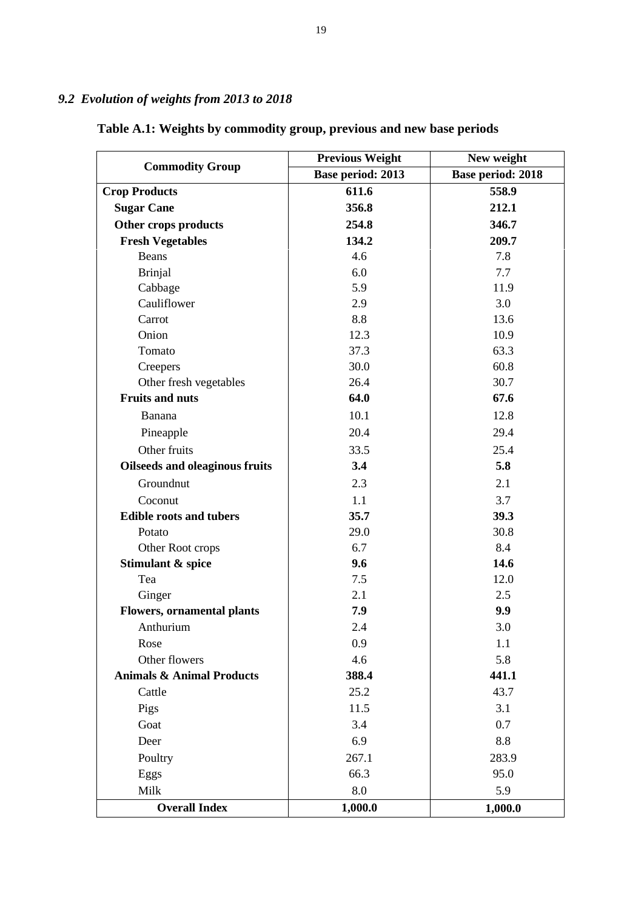## *9.2 Evolution of weights from 2013 to 2018*

**Table A.1: Weights by commodity group, previous and new base periods**

| Commodity Group | Previous Weight | New weight |
|---|---|---|
| | Base period: 2013 | Base period: 2018 |
| **Crop Products** | **611.6** | **558.9** |
| **Sugar Cane** | **356.8** | **212.1** |
| **Other crops products** | **254.8** | **346.7** |
| **Fresh Vegetables** | **134.2** | **209.7** |
| Beans | 4.6 | 7.8 |
| Brinjal | 6.0 | 7.7 |
| Cabbage | 5.9 | 11.9 |
| Cauliflower | 2.9 | 3.0 |
| Carrot | 8.8 | 13.6 |
| Onion | 12.3 | 10.9 |
| Tomato | 37.3 | 63.3 |
| Creepers | 30.0 | 60.8 |
| Other fresh vegetables | 26.4 | 30.7 |
| **Fruits and nuts** | **64.0** | **67.6** |
| Banana | 10.1 | 12.8 |
| Pineapple | 20.4 | 29.4 |
| Other fruits | 33.5 | 25.4 |
| **Oilseeds and oleaginous fruits** | **3.4** | **5.8** |
| Groundnut | 2.3 | 2.1 |
| Coconut | 1.1 | 3.7 |
| **Edible roots and tubers** | **35.7** | **39.3** |
| Potato | 29.0 | 30.8 |
| Other Root crops | 6.7 | 8.4 |
| **Stimulant & spice** | **9.6** | **14.6** |
| Tea | 7.5 | 12.0 |
| Ginger | 2.1 | 2.5 |
| **Flowers, ornamental plants** | **7.9** | **9.9** |
| Anthurium | 2.4 | 3.0 |
| Rose | 0.9 | 1.1 |
| Other flowers | 4.6 | 5.8 |
| **Animals & Animal Products** | **388.4** | **441.1** |
| Cattle | 25.2 | 43.7 |
| Pigs | 11.5 | 3.1 |
| Goat | 3.4 | 0.7 |
| Deer | 6.9 | 8.8 |
| Poultry | 267.1 | 283.9 |
| Eggs | 66.3 | 95.0 |
| Milk | 8.0 | 5.9 |
| **Overall Index** | **1,000.0** | **1,000.0** |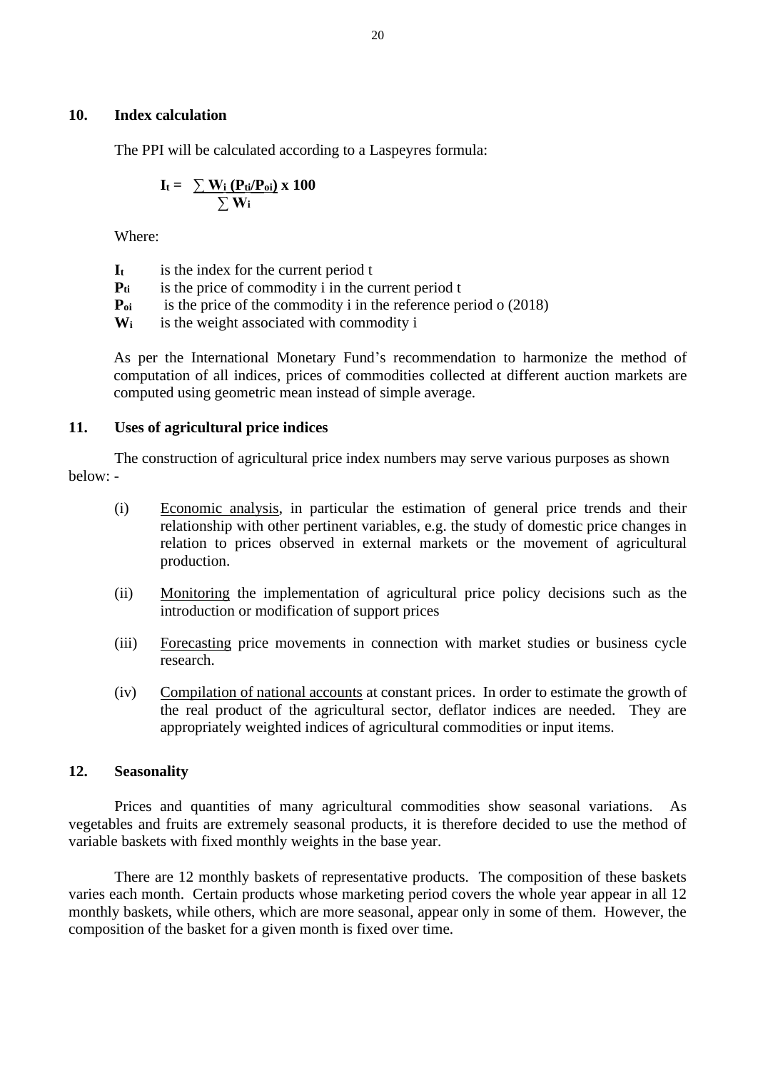## 10. Index calculation

The PPI will be calculated according to a Laspeyres formula:

$$\mathbf{I_t = \frac{\sum W_i (P_{ti}/P_{oi}) \times 100}{\sum W_i}}$$

Where:

**$I_t$** is the index for the current period t

**$P_{ti}$** is the price of commodity i in the current period t

**$P_{oi}$** is the price of the commodity i in the reference period o (2018)

**$W_i$** is the weight associated with commodity i

As per the International Monetary Fund's recommendation to harmonize the method of computation of all indices, prices of commodities collected at different auction markets are computed using geometric mean instead of simple average.

## 11. Uses of agricultural price indices

The construction of agricultural price index numbers may serve various purposes as shown below: -

(i) Economic analysis, in particular the estimation of general price trends and their relationship with other pertinent variables, e.g. the study of domestic price changes in relation to prices observed in external markets or the movement of agricultural production.

(ii) Monitoring the implementation of agricultural price policy decisions such as the introduction or modification of support prices

(iii) Forecasting price movements in connection with market studies or business cycle research.

(iv) Compilation of national accounts at constant prices. In order to estimate the growth of the real product of the agricultural sector, deflator indices are needed. They are appropriately weighted indices of agricultural commodities or input items.

## 12. Seasonality

Prices and quantities of many agricultural commodities show seasonal variations. As vegetables and fruits are extremely seasonal products, it is therefore decided to use the method of variable baskets with fixed monthly weights in the base year.

There are 12 monthly baskets of representative products. The composition of these baskets varies each month. Certain products whose marketing period covers the whole year appear in all 12 monthly baskets, while others, which are more seasonal, appear only in some of them. However, the composition of the basket for a given month is fixed over time.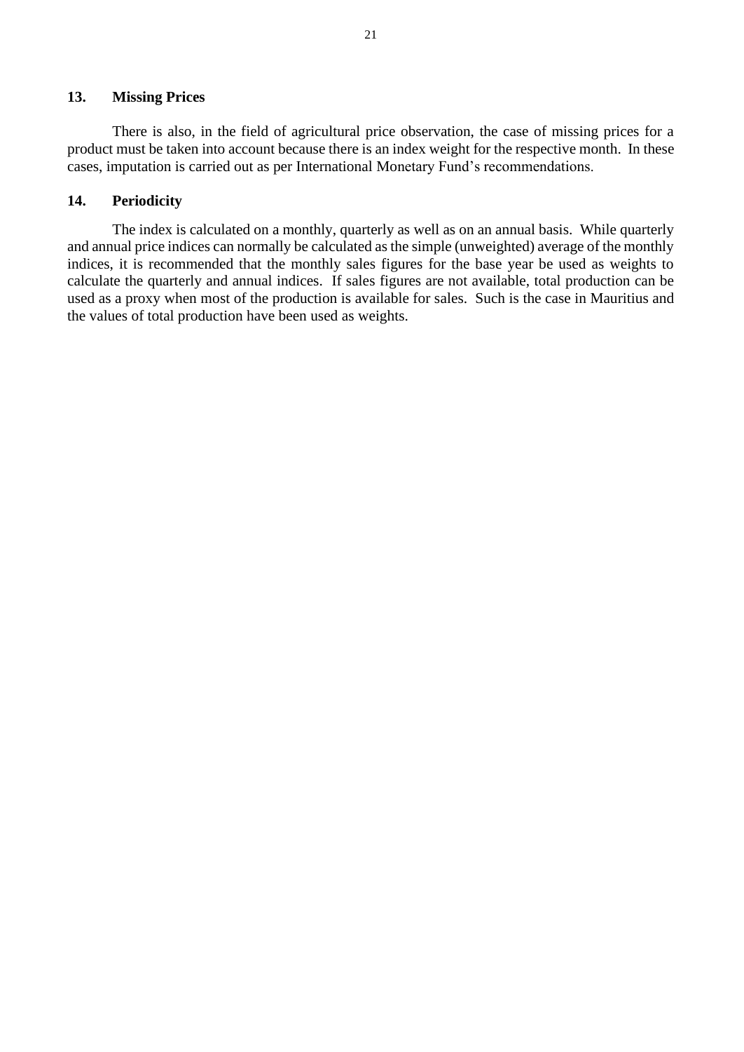## 13. Missing Prices

There is also, in the field of agricultural price observation, the case of missing prices for a product must be taken into account because there is an index weight for the respective month. In these cases, imputation is carried out as per International Monetary Fund's recommendations.

## 14. Periodicity

The index is calculated on a monthly, quarterly as well as on an annual basis. While quarterly and annual price indices can normally be calculated as the simple (unweighted) average of the monthly indices, it is recommended that the monthly sales figures for the base year be used as weights to calculate the quarterly and annual indices. If sales figures are not available, total production can be used as a proxy when most of the production is available for sales. Such is the case in Mauritius and the values of total production have been used as weights.